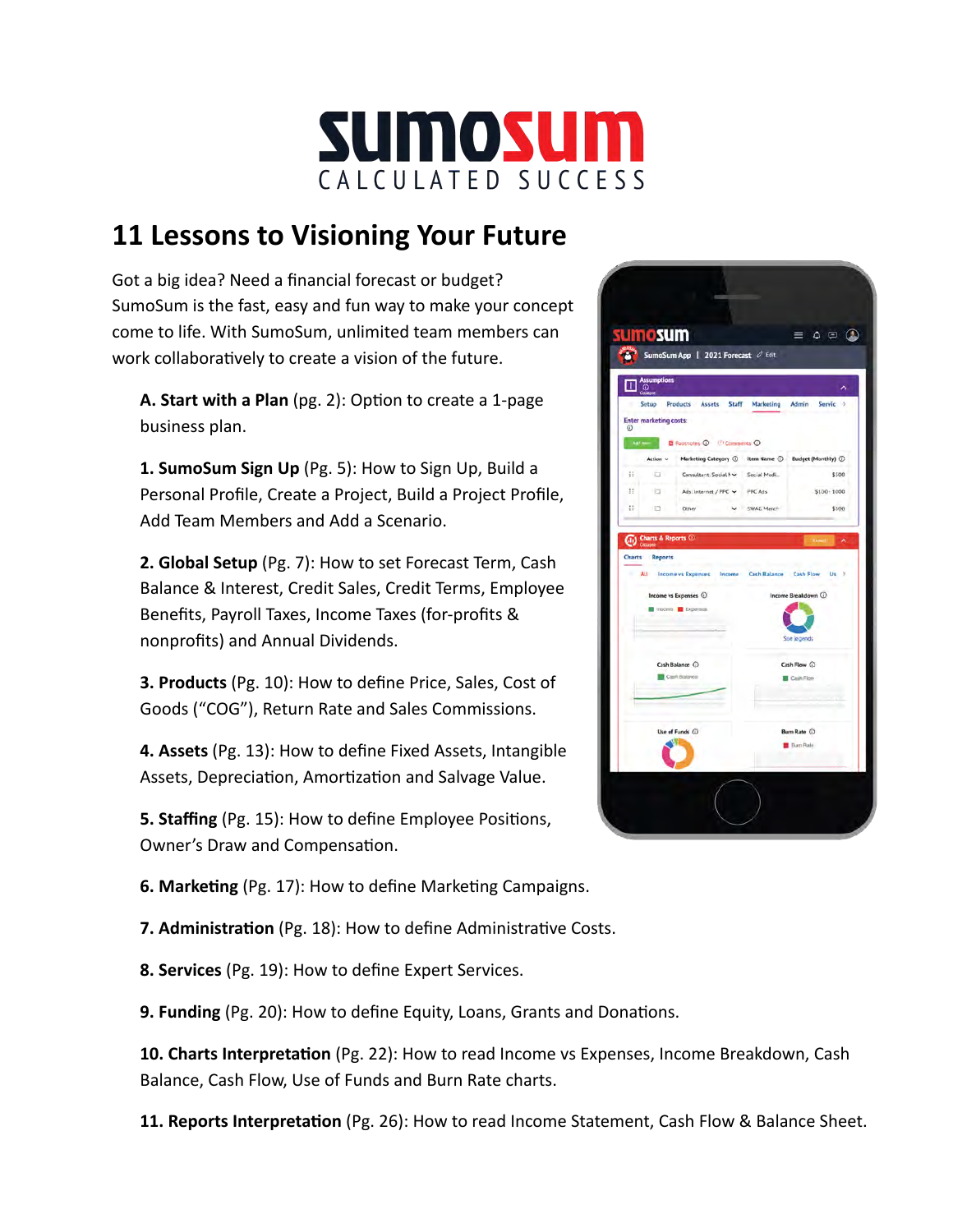# SUMOSUM

CALCULATED SUCCESS

## 11 Lessons to Visioning Your Future

Got a big idea? Need a financial forecast or budget? SumoSum is the fast, easy and fun way to make your concept come to life. With SumoSum, unlimited team members can work collaboratively to create a vision of the future.

**A. Start with a Plan** (pg. 2): Option to create a 1-page business plan.

**1. SumoSum Sign Up** (Pg. 5): How to Sign Up, Build a Personal Profile, Create a Project, Build a Project Profile, Add Team Members and Add a Scenario.

**2. Global Setup** (Pg. 7): How to set Forecast Term, Cash Balance & Interest, Credit Sales, Credit Terms, Employee Benefits, Payroll Taxes, Income Taxes (for-profits & nonprofits) and Annual Dividends.

**3. Products** (Pg. 10): How to define Price, Sales, Cost of Goods ("COG"), Return Rate and Sales Commissions.

**4. Assets** (Pg. 13): How to define Fixed Assets, Intangible Assets, Depreciation, Amortization and Salvage Value.

**5. Staffing** (Pg. 15): How to define Employee Positions, Owner's Draw and Compensation.

**6. Marketing** (Pg. 17): How to define Marketing Campaigns.

**7. Administration** (Pg. 18): How to define Administrative Costs.

**8. Services** (Pg. 19): How to define Expert Services.

**9. Funding** (Pg. 20): How to define Equity, Loans, Grants and Donations.

**10. Charts Interpretation** (Pg. 22): How to read Income vs Expenses, Income Breakdown, Cash Balance, Cash Flow, Use of Funds and Burn Rate charts.

**11. Reports Interpretation** (Pg. 26): How to read Income Statement, Cash Flow & Balance Sheet.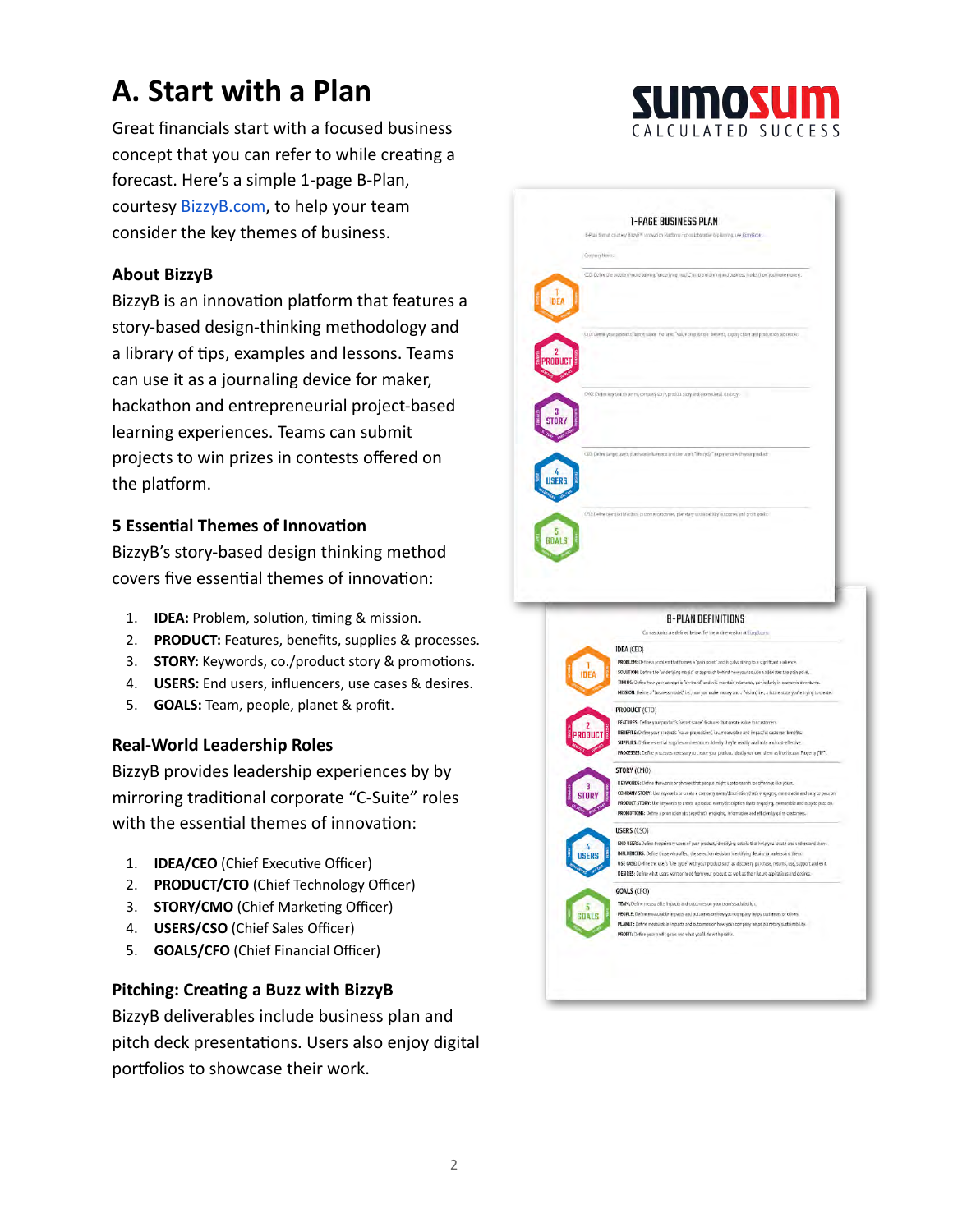# A. Start with a Plan

Great financials start with a focused business concept that you can refer to while creating a forecast. Here's a simple 1-page B-Plan, courtesy [BizzyB.com](BizzyB.com), to help your team consider the key themes of business.

### About BizzyB

BizzyB is an innovation platform that features a story-based design-thinking methodology and a library of tips, examples and lessons. Teams can use it as a journaling device for maker, hackathon and entrepreneurial project-based learning experiences. Teams can submit projects to win prizes in contests offered on the platform.

### 5 Essential Themes of Innovation

BizzyB's story-based design thinking method covers five essential themes of innovation:

1. **IDEA:** Problem, solution, timing & mission.
2. **PRODUCT:** Features, benefits, supplies & processes.
3. **STORY:** Keywords, co./product story & promotions.
4. **USERS:** End users, influencers, use cases & desires.
5. **GOALS:** Team, people, planet & profit.

### Real-World Leadership Roles

BizzyB provides leadership experiences by by mirroring traditional corporate "C-Suite" roles with the essential themes of innovation:

1. **IDEA/CEO** (Chief Executive Officer)
2. **PRODUCT/CTO** (Chief Technology Officer)
3. **STORY/CMO** (Chief Marketing Officer)
4. **USERS/CSO** (Chief Sales Officer)
5. **GOALS/CFO** (Chief Financial Officer)

### Pitching: Creating a Buzz with BizzyB

BizzyB deliverables include business plan and pitch deck presentations. Users also enjoy digital portfolios to showcase their work.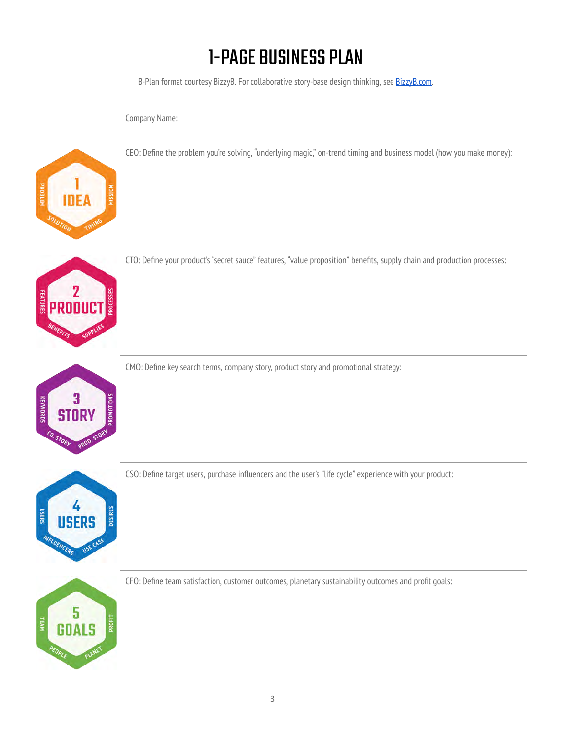# 1-PAGE BUSINESS PLAN

B-Plan format courtesy BizzyB. For collaborative story-base design thinking, see [BizzyB.com](BizzyB.com).

Company Name:

---

**1 IDEA** (PROBLEM · SOLUTION · TIMING · MISSION)

CEO: Define the problem you're solving, "underlying magic," on-trend timing and business model (how you make money):

---

**2 PRODUCT** (FEATURES · BENEFITS · SUPPLIES · PROCESSES)

CTO: Define your product's "secret sauce" features, "value proposition" benefits, supply chain and production processes:

---

**3 STORY** (KEYWORDS · CO. STORY · PROD. STORY · PROMOTIONS)

CMO: Define key search terms, company story, product story and promotional strategy:

---

**4 USERS** (USERS · INFLUENCERS · USE CASE · DESIRES)

CSO: Define target users, purchase influencers and the user's "life cycle" experience with your product:

---

**5 GOALS** (TEAM · PEOPLE · PLANET · PROFIT)

CFO: Define team satisfaction, customer outcomes, planetary sustainability outcomes and profit goals: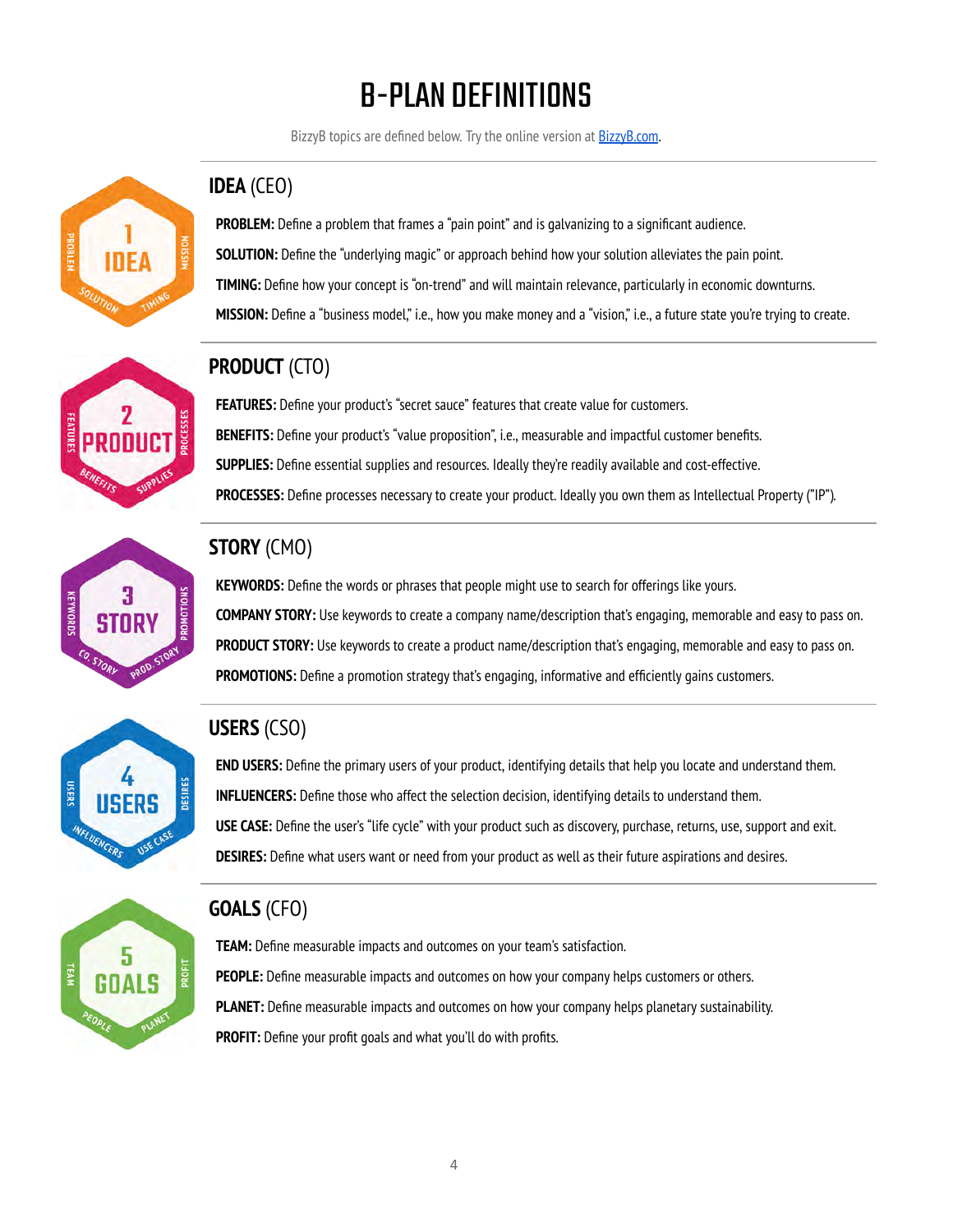# B-PLAN DEFINITIONS

BizzyB topics are defined below. Try the online version at BizzyB.com.

## IDEA (CEO)

**PROBLEM:** Define a problem that frames a "pain point" and is galvanizing to a significant audience.

**SOLUTION:** Define the "underlying magic" or approach behind how your solution alleviates the pain point.

**TIMING:** Define how your concept is "on-trend" and will maintain relevance, particularly in economic downturns.

**MISSION:** Define a "business model," i.e., how you make money and a "vision," i.e., a future state you're trying to create.

## PRODUCT (CTO)

**FEATURES:** Define your product's "secret sauce" features that create value for customers.

**BENEFITS:** Define your product's "value proposition", i.e., measurable and impactful customer benefits.

**SUPPLIES:** Define essential supplies and resources. Ideally they're readily available and cost-effective.

**PROCESSES:** Define processes necessary to create your product. Ideally you own them as Intellectual Property ("IP").

## STORY (CMO)

**KEYWORDS:** Define the words or phrases that people might use to search for offerings like yours.

**COMPANY STORY:** Use keywords to create a company name/description that's engaging, memorable and easy to pass on.

**PRODUCT STORY:** Use keywords to create a product name/description that's engaging, memorable and easy to pass on.

**PROMOTIONS:** Define a promotion strategy that's engaging, informative and efficiently gains customers.

## USERS (CSO)

**END USERS:** Define the primary users of your product, identifying details that help you locate and understand them.

**INFLUENCERS:** Define those who affect the selection decision, identifying details to understand them.

**USE CASE:** Define the user's "life cycle" with your product such as discovery, purchase, returns, use, support and exit.

**DESIRES:** Define what users want or need from your product as well as their future aspirations and desires.

## GOALS (CFO)

**TEAM:** Define measurable impacts and outcomes on your team's satisfaction.

**PEOPLE:** Define measurable impacts and outcomes on how your company helps customers or others.

**PLANET:** Define measurable impacts and outcomes on how your company helps planetary sustainability.

**PROFIT:** Define your profit goals and what you'll do with profits.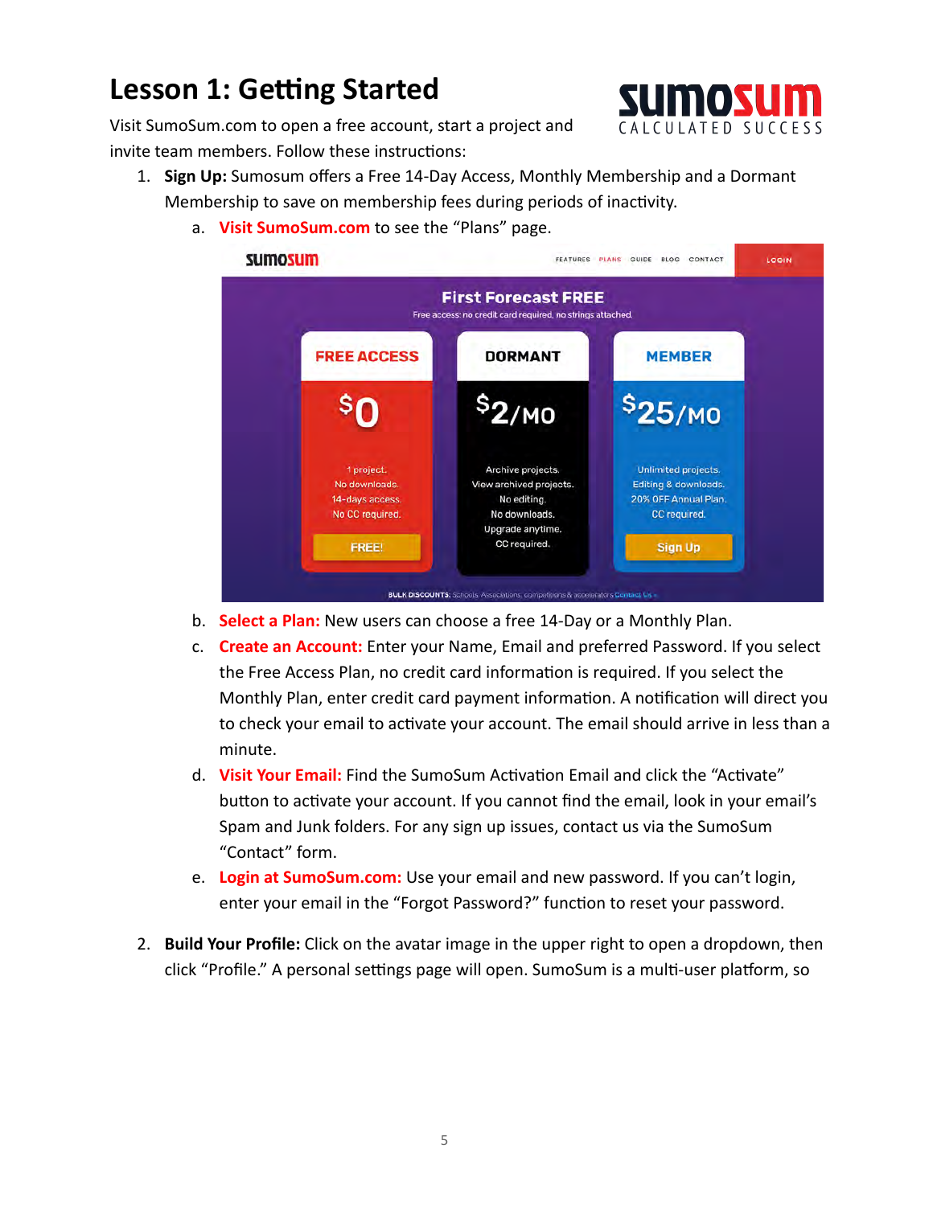# Lesson 1: Getting Started

Visit SumoSum.com to open a free account, start a project and invite team members. Follow these instructions:

1. **Sign Up:** Sumosum offers a Free 14-Day Access, Monthly Membership and a Dormant Membership to save on membership fees during periods of inactivity.
   a. **Visit SumoSum.com** to see the "Plans" page.
   b. **Select a Plan:** New users can choose a free 14-Day or a Monthly Plan.
   c. **Create an Account:** Enter your Name, Email and preferred Password. If you select the Free Access Plan, no credit card information is required. If you select the Monthly Plan, enter credit card payment information. A notification will direct you to check your email to activate your account. The email should arrive in less than a minute.
   d. **Visit Your Email:** Find the SumoSum Activation Email and click the "Activate" button to activate your account. If you cannot find the email, look in your email's Spam and Junk folders. For any sign up issues, contact us via the SumoSum "Contact" form.
   e. **Login at SumoSum.com:** Use your email and new password. If you can't login, enter your email in the "Forgot Password?" function to reset your password.

2. **Build Your Profile:** Click on the avatar image in the upper right to open a dropdown, then click "Profile." A personal settings page will open. SumoSum is a multi-user platform, so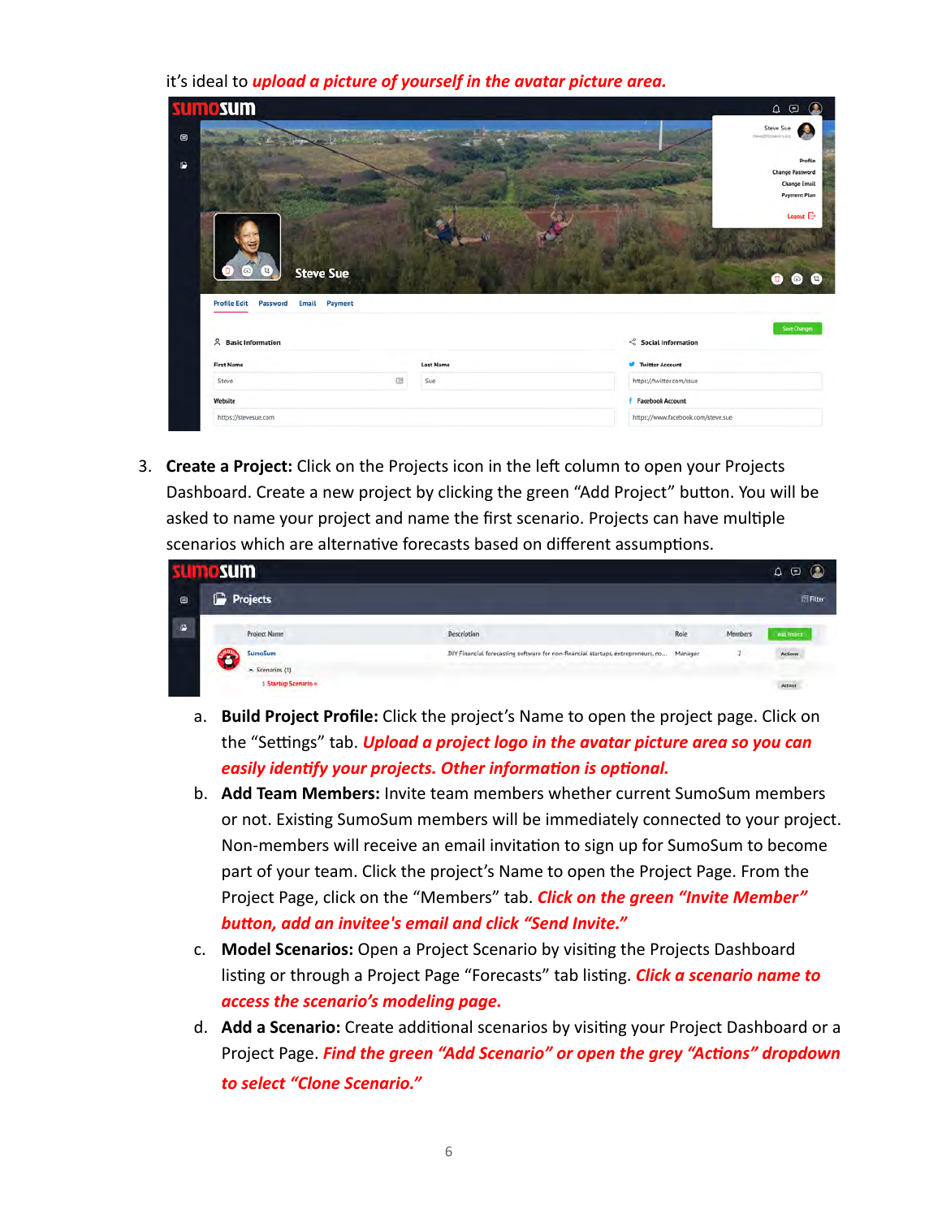it's ideal to ***upload a picture of yourself in the avatar picture area.***

3. **Create a Project:** Click on the Projects icon in the left column to open your Projects Dashboard. Create a new project by clicking the green "Add Project" button. You will be asked to name your project and name the first scenario. Projects can have multiple scenarios which are alternative forecasts based on different assumptions.

   a. **Build Project Profile:** Click the project's Name to open the project page. Click on the "Settings" tab. ***Upload a project logo in the avatar picture area so you can easily identify your projects. Other information is optional.***

   b. **Add Team Members:** Invite team members whether current SumoSum members or not. Existing SumoSum members will be immediately connected to your project. Non-members will receive an email invitation to sign up for SumoSum to become part of your team. Click the project's Name to open the Project Page. From the Project Page, click on the "Members" tab. ***Click on the green "Invite Member" button, add an invitee's email and click "Send Invite."***

   c. **Model Scenarios:** Open a Project Scenario by visiting the Projects Dashboard listing or through a Project Page "Forecasts" tab listing. ***Click a scenario name to access the scenario's modeling page.***

   d. **Add a Scenario:** Create additional scenarios by visiting your Project Dashboard or a Project Page. ***Find the green "Add Scenario" or open the grey "Actions" dropdown to select "Clone Scenario."***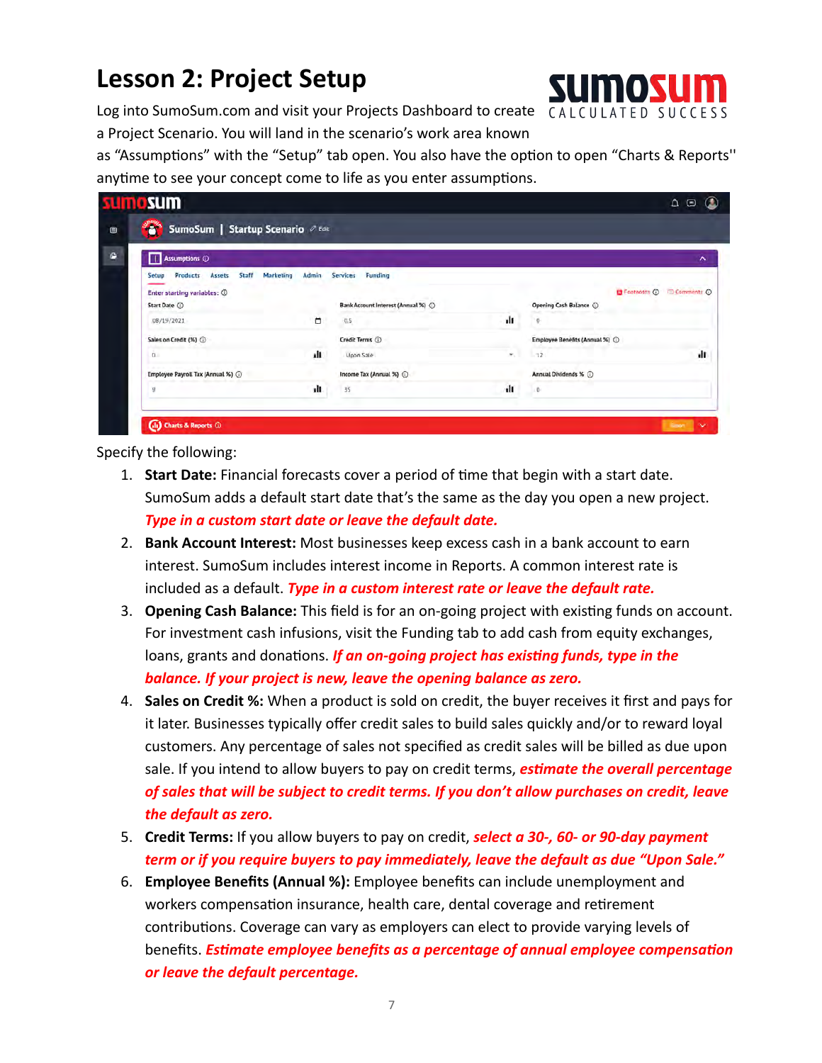# Lesson 2: Project Setup

Log into SumoSum.com and visit your Projects Dashboard to create a Project Scenario. You will land in the scenario's work area known as "Assumptions" with the "Setup" tab open. You also have the option to open "Charts & Reports" anytime to see your concept come to life as you enter assumptions.

Specify the following:

1. **Start Date:** Financial forecasts cover a period of time that begin with a start date. SumoSum adds a default start date that's the same as the day you open a new project. ***Type in a custom start date or leave the default date.***
2. **Bank Account Interest:** Most businesses keep excess cash in a bank account to earn interest. SumoSum includes interest income in Reports. A common interest rate is included as a default. ***Type in a custom interest rate or leave the default rate.***
3. **Opening Cash Balance:** This field is for an on-going project with existing funds on account. For investment cash infusions, visit the Funding tab to add cash from equity exchanges, loans, grants and donations. ***If an on-going project has existing funds, type in the balance. If your project is new, leave the opening balance as zero.***
4. **Sales on Credit %:** When a product is sold on credit, the buyer receives it first and pays for it later. Businesses typically offer credit sales to build sales quickly and/or to reward loyal customers. Any percentage of sales not specified as credit sales will be billed as due upon sale. If you intend to allow buyers to pay on credit terms, ***estimate the overall percentage of sales that will be subject to credit terms. If you don't allow purchases on credit, leave the default as zero.***
5. **Credit Terms:** If you allow buyers to pay on credit, ***select a 30-, 60- or 90-day payment term or if you require buyers to pay immediately, leave the default as due "Upon Sale."***
6. **Employee Benefits (Annual %):** Employee benefits can include unemployment and workers compensation insurance, health care, dental coverage and retirement contributions. Coverage can vary as employers can elect to provide varying levels of benefits. ***Estimate employee benefits as a percentage of annual employee compensation or leave the default percentage.***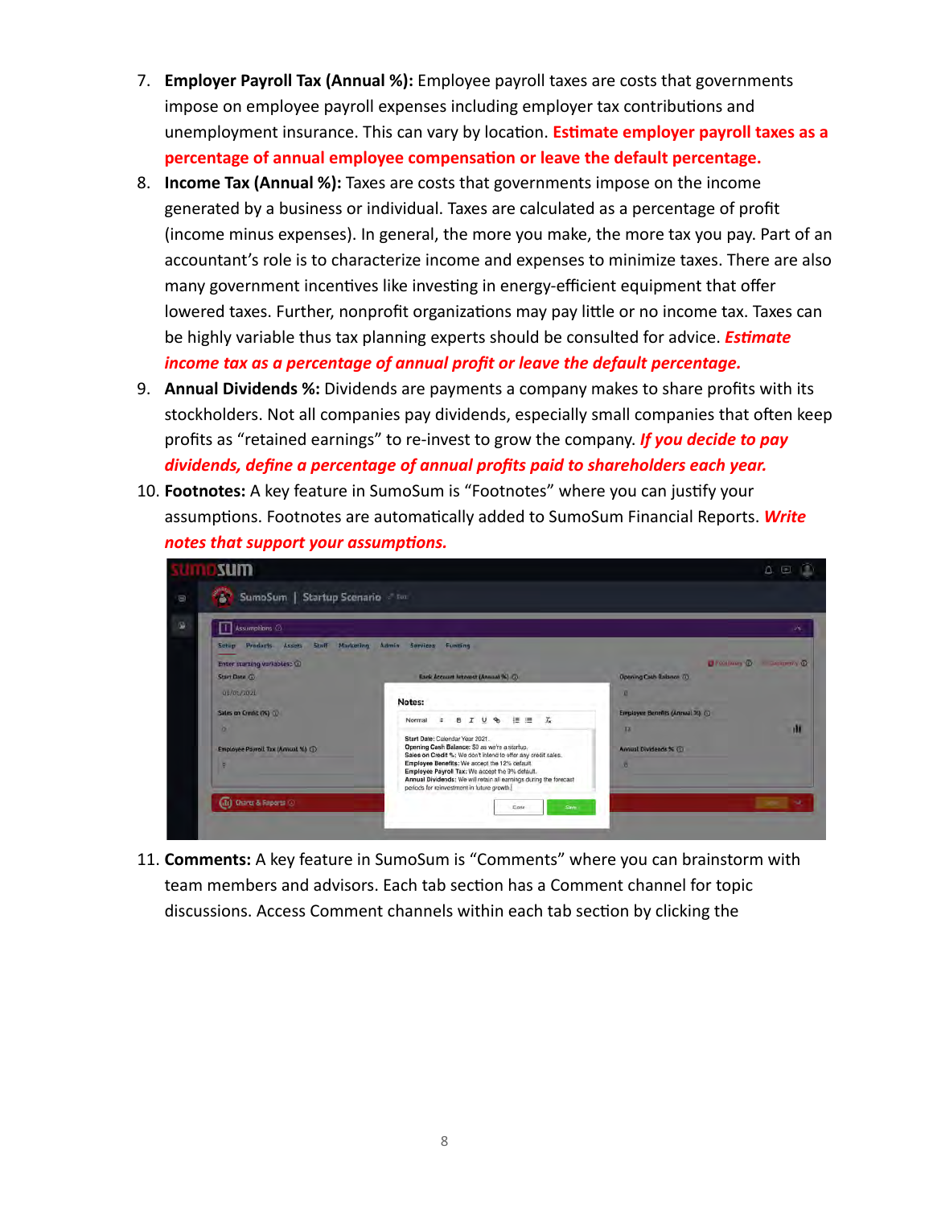7. **Employer Payroll Tax (Annual %):** Employee payroll taxes are costs that governments impose on employee payroll expenses including employer tax contributions and unemployment insurance. This can vary by location. **Estimate employer payroll taxes as a percentage of annual employee compensation or leave the default percentage.**
8. **Income Tax (Annual %):** Taxes are costs that governments impose on the income generated by a business or individual. Taxes are calculated as a percentage of profit (income minus expenses). In general, the more you make, the more tax you pay. Part of an accountant's role is to characterize income and expenses to minimize taxes. There are also many government incentives like investing in energy-efficient equipment that offer lowered taxes. Further, nonprofit organizations may pay little or no income tax. Taxes can be highly variable thus tax planning experts should be consulted for advice. ***Estimate income tax as a percentage of annual profit or leave the default percentage.***
9. **Annual Dividends %:** Dividends are payments a company makes to share profits with its stockholders. Not all companies pay dividends, especially small companies that often keep profits as "retained earnings" to re-invest to grow the company. ***If you decide to pay dividends, define a percentage of annual profits paid to shareholders each year.***
10. **Footnotes:** A key feature in SumoSum is "Footnotes" where you can justify your assumptions. Footnotes are automatically added to SumoSum Financial Reports. ***Write notes that support your assumptions.***
11. **Comments:** A key feature in SumoSum is "Comments" where you can brainstorm with team members and advisors. Each tab section has a Comment channel for topic discussions. Access Comment channels within each tab section by clicking the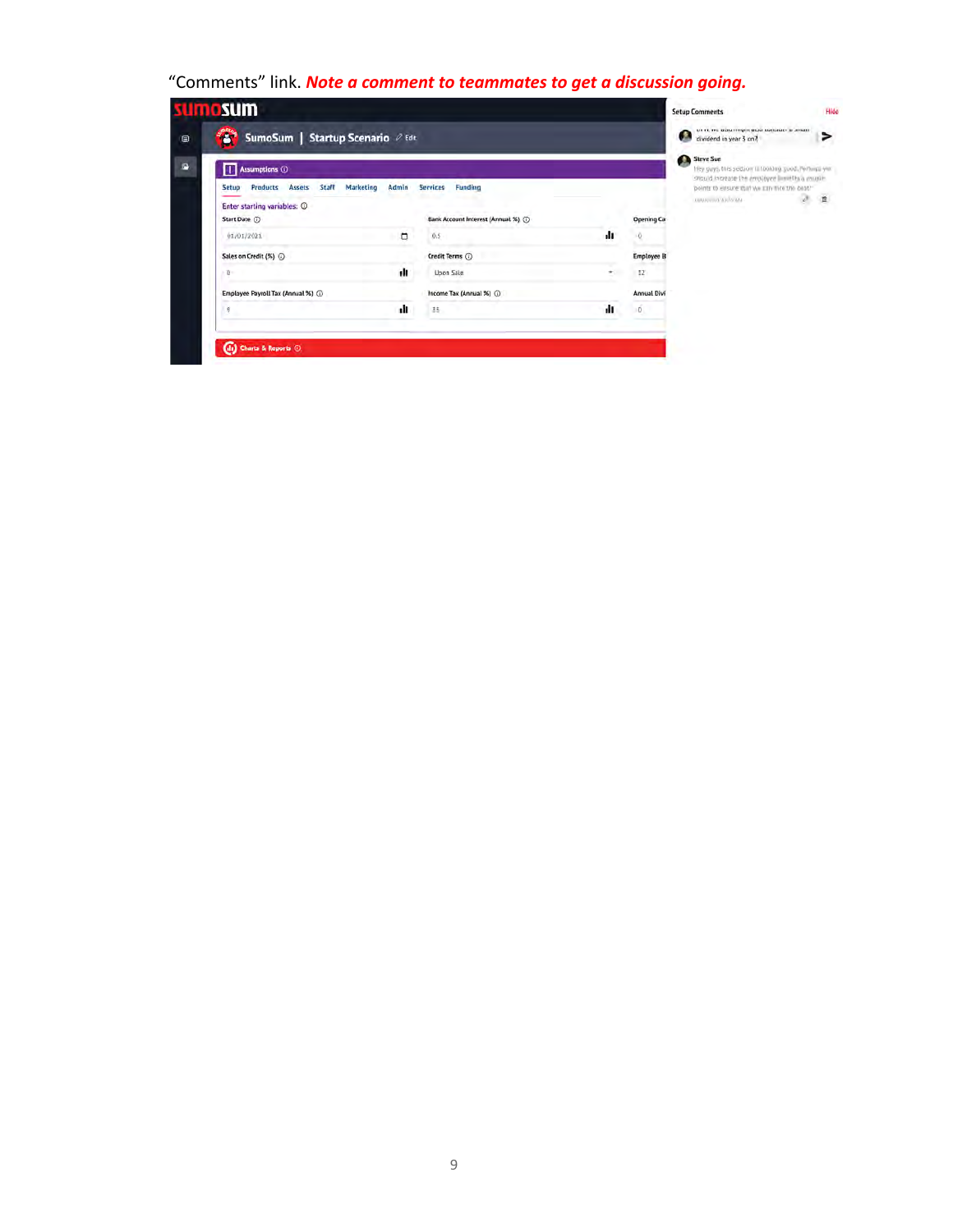"Comments" link. ***Note a comment to teammates to get a discussion going.***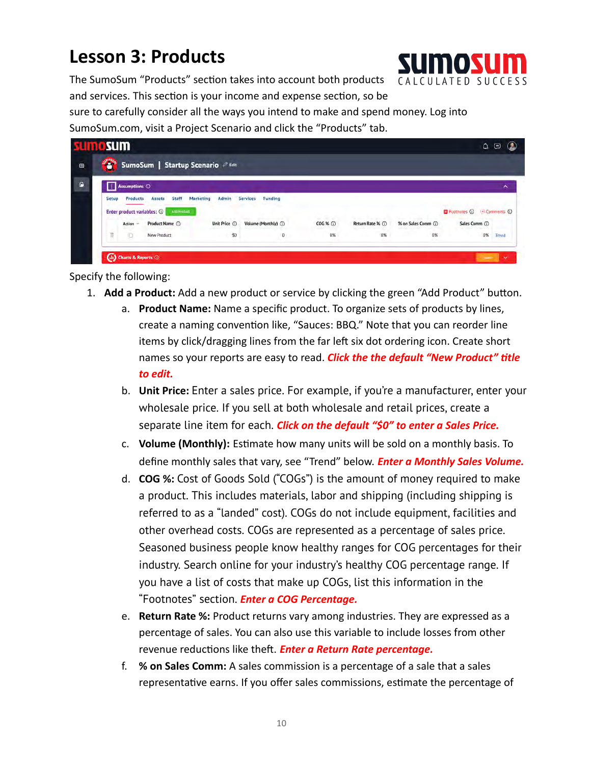# Lesson 3: Products

The SumoSum "Products" section takes into account both products and services. This section is your income and expense section, so be sure to carefully consider all the ways you intend to make and spend money. Log into SumoSum.com, visit a Project Scenario and click the "Products" tab.

Specify the following:

1. **Add a Product:** Add a new product or service by clicking the green "Add Product" button.
   a. **Product Name:** Name a specific product. To organize sets of products by lines, create a naming convention like, "Sauces: BBQ." Note that you can reorder line items by click/dragging lines from the far left six dot ordering icon. Create short names so your reports are easy to read. ***Click the the default "New Product" title to edit.***
   b. **Unit Price:** Enter a sales price. For example, if you're a manufacturer, enter your wholesale price. If you sell at both wholesale and retail prices, create a separate line item for each. ***Click on the default "$0" to enter a Sales Price.***
   c. **Volume (Monthly):** Estimate how many units will be sold on a monthly basis. To define monthly sales that vary, see "Trend" below. ***Enter a Monthly Sales Volume.***
   d. **COG %:** Cost of Goods Sold ("COGs") is the amount of money required to make a product. This includes materials, labor and shipping (including shipping is referred to as a "landed" cost). COGs do not include equipment, facilities and other overhead costs. COGs are represented as a percentage of sales price. Seasoned business people know healthy ranges for COG percentages for their industry. Search online for your industry's healthy COG percentage range. If you have a list of costs that make up COGs, list this information in the "Footnotes" section. ***Enter a COG Percentage.***
   e. **Return Rate %:** Product returns vary among industries. They are expressed as a percentage of sales. You can also use this variable to include losses from other revenue reductions like theft. ***Enter a Return Rate percentage.***
   f. **% on Sales Comm:** A sales commission is a percentage of a sale that a sales representative earns. If you offer sales commissions, estimate the percentage of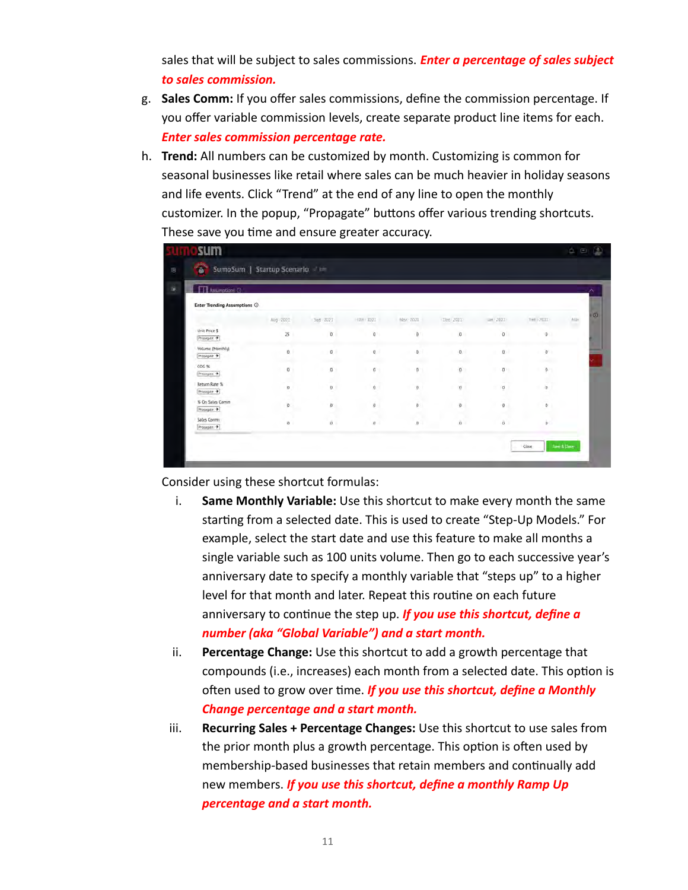sales that will be subject to sales commissions. ***Enter a percentage of sales subject to sales commission.***

g. **Sales Comm:** If you offer sales commissions, define the commission percentage. If you offer variable commission levels, create separate product line items for each. ***Enter sales commission percentage rate.***

h. **Trend:** All numbers can be customized by month. Customizing is common for seasonal businesses like retail where sales can be much heavier in holiday seasons and life events. Click "Trend" at the end of any line to open the monthly customizer. In the popup, "Propagate" buttons offer various trending shortcuts. These save you time and ensure greater accuracy.

Consider using these shortcut formulas:

i. **Same Monthly Variable:** Use this shortcut to make every month the same starting from a selected date. This is used to create "Step-Up Models." For example, select the start date and use this feature to make all months a single variable such as 100 units volume. Then go to each successive year's anniversary date to specify a monthly variable that "steps up" to a higher level for that month and later. Repeat this routine on each future anniversary to continue the step up. ***If you use this shortcut, define a number (aka "Global Variable") and a start month.***

ii. **Percentage Change:** Use this shortcut to add a growth percentage that compounds (i.e., increases) each month from a selected date. This option is often used to grow over time. ***If you use this shortcut, define a Monthly Change percentage and a start month.***

iii. **Recurring Sales + Percentage Changes:** Use this shortcut to use sales from the prior month plus a growth percentage. This option is often used by membership-based businesses that retain members and continually add new members. ***If you use this shortcut, define a monthly Ramp Up percentage and a start month.***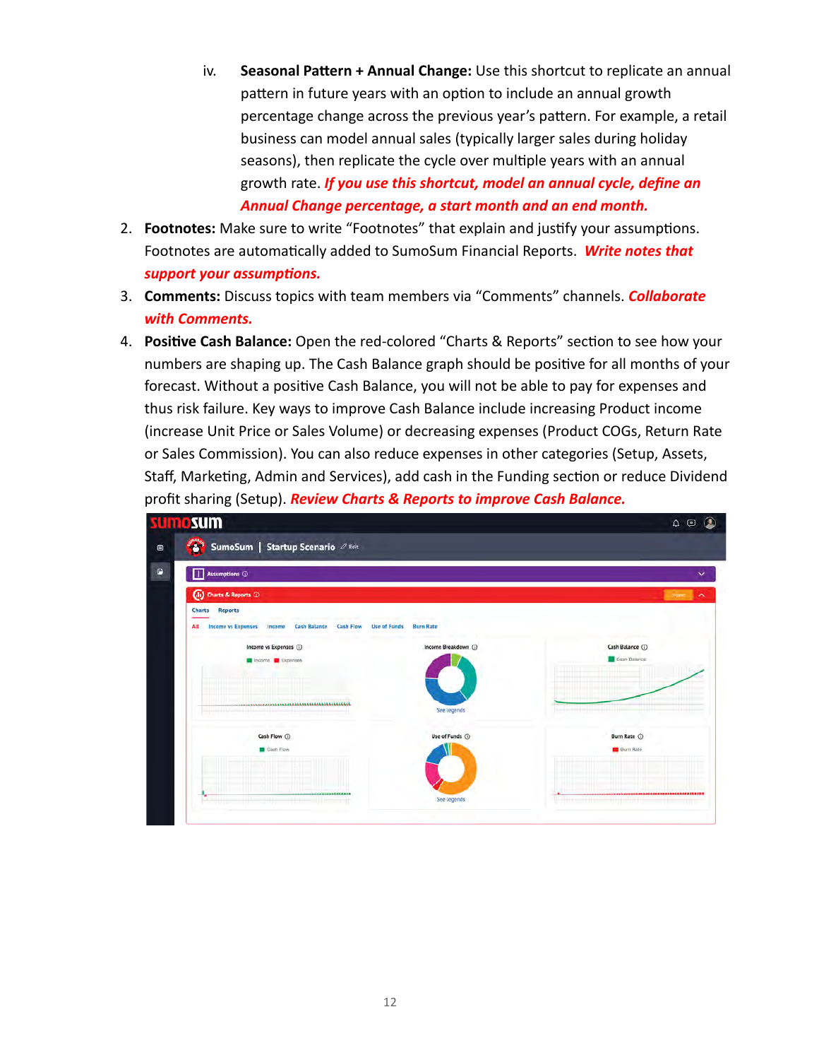iv. **Seasonal Pattern + Annual Change:** Use this shortcut to replicate an annual pattern in future years with an option to include an annual growth percentage change across the previous year's pattern. For example, a retail business can model annual sales (typically larger sales during holiday seasons), then replicate the cycle over multiple years with an annual growth rate. ***If you use this shortcut, model an annual cycle, define an Annual Change percentage, a start month and an end month.***

2. **Footnotes:** Make sure to write "Footnotes" that explain and justify your assumptions. Footnotes are automatically added to SumoSum Financial Reports. ***Write notes that support your assumptions.***
3. **Comments:** Discuss topics with team members via "Comments" channels. ***Collaborate with Comments.***
4. **Positive Cash Balance:** Open the red-colored "Charts & Reports" section to see how your numbers are shaping up. The Cash Balance graph should be positive for all months of your forecast. Without a positive Cash Balance, you will not be able to pay for expenses and thus risk failure. Key ways to improve Cash Balance include increasing Product income (increase Unit Price or Sales Volume) or decreasing expenses (Product COGs, Return Rate or Sales Commission). You can also reduce expenses in other categories (Setup, Assets, Staff, Marketing, Admin and Services), add cash in the Funding section or reduce Dividend profit sharing (Setup). ***Review Charts & Reports to improve Cash Balance.***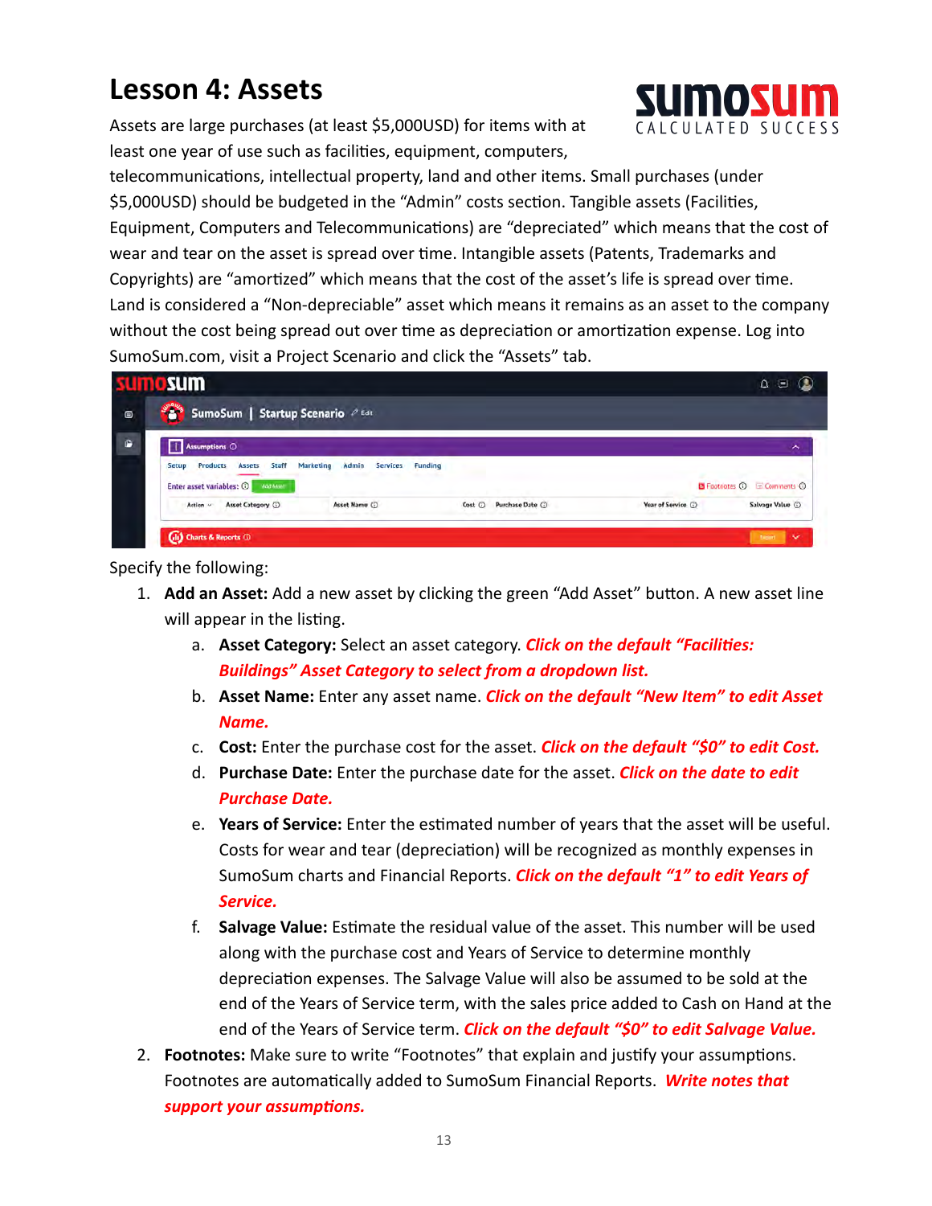# Lesson 4: Assets

Assets are large purchases (at least $5,000USD) for items with at least one year of use such as facilities, equipment, computers, telecommunications, intellectual property, land and other items. Small purchases (under $5,000USD) should be budgeted in the "Admin" costs section. Tangible assets (Facilities, Equipment, Computers and Telecommunications) are "depreciated" which means that the cost of wear and tear on the asset is spread over time. Intangible assets (Patents, Trademarks and Copyrights) are "amortized" which means that the cost of the asset's life is spread over time. Land is considered a "Non-depreciable" asset which means it remains as an asset to the company without the cost being spread out over time as depreciation or amortization expense. Log into SumoSum.com, visit a Project Scenario and click the "Assets" tab.

Specify the following:

1. **Add an Asset:** Add a new asset by clicking the green "Add Asset" button. A new asset line will appear in the listing.
   a. **Asset Category:** Select an asset category. ***Click on the default "Facilities: Buildings" Asset Category to select from a dropdown list.***
   b. **Asset Name:** Enter any asset name. ***Click on the default "New Item" to edit Asset Name.***
   c. **Cost:** Enter the purchase cost for the asset. ***Click on the default "$0" to edit Cost.***
   d. **Purchase Date:** Enter the purchase date for the asset. ***Click on the date to edit Purchase Date.***
   e. **Years of Service:** Enter the estimated number of years that the asset will be useful. Costs for wear and tear (depreciation) will be recognized as monthly expenses in SumoSum charts and Financial Reports. ***Click on the default "1" to edit Years of Service.***
   f. **Salvage Value:** Estimate the residual value of the asset. This number will be used along with the purchase cost and Years of Service to determine monthly depreciation expenses. The Salvage Value will also be assumed to be sold at the end of the Years of Service term, with the sales price added to Cash on Hand at the end of the Years of Service term. ***Click on the default "$0" to edit Salvage Value.***
2. **Footnotes:** Make sure to write "Footnotes" that explain and justify your assumptions. Footnotes are automatically added to SumoSum Financial Reports. ***Write notes that support your assumptions.***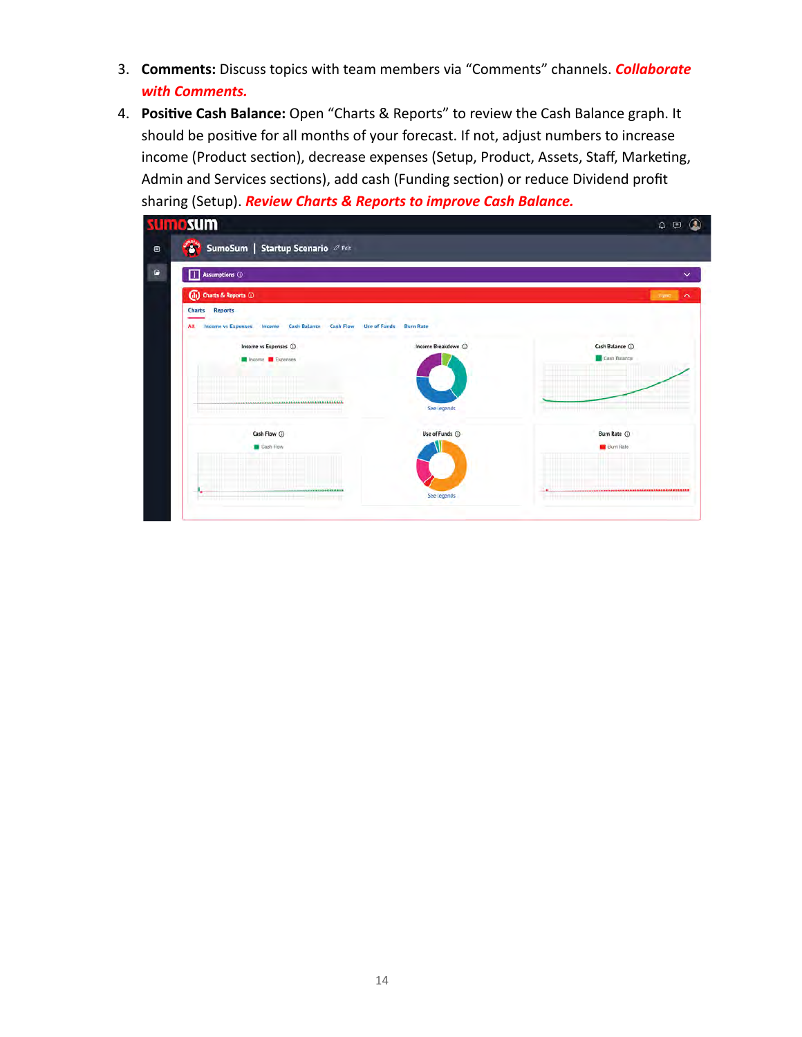3. **Comments:** Discuss topics with team members via "Comments" channels. ***Collaborate with Comments.***
4. **Positive Cash Balance:** Open "Charts & Reports" to review the Cash Balance graph. It should be positive for all months of your forecast. If not, adjust numbers to increase income (Product section), decrease expenses (Setup, Product, Assets, Staff, Marketing, Admin and Services sections), add cash (Funding section) or reduce Dividend profit sharing (Setup). ***Review Charts & Reports to improve Cash Balance.***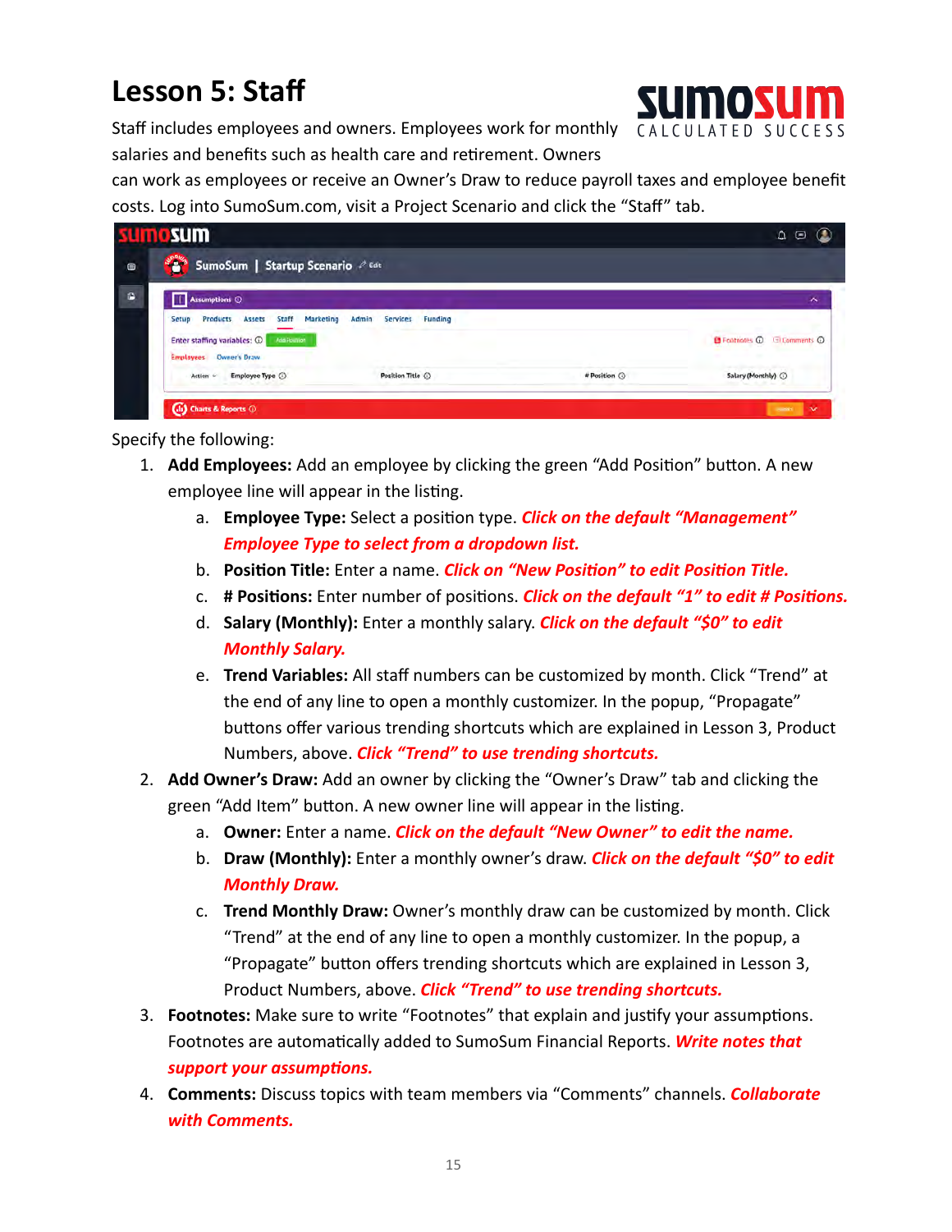# Lesson 5: Staff

Staff includes employees and owners. Employees work for monthly salaries and benefits such as health care and retirement. Owners can work as employees or receive an Owner's Draw to reduce payroll taxes and employee benefit costs. Log into SumoSum.com, visit a Project Scenario and click the "Staff" tab.

Specify the following:

1. **Add Employees:** Add an employee by clicking the green "Add Position" button. A new employee line will appear in the listing.
   a. **Employee Type:** Select a position type. ***Click on the default "Management" Employee Type to select from a dropdown list.***
   b. **Position Title:** Enter a name. ***Click on "New Position" to edit Position Title.***
   c. **# Positions:** Enter number of positions. ***Click on the default "1" to edit # Positions.***
   d. **Salary (Monthly):** Enter a monthly salary. ***Click on the default "$0" to edit Monthly Salary.***
   e. **Trend Variables:** All staff numbers can be customized by month. Click "Trend" at the end of any line to open a monthly customizer. In the popup, "Propagate" buttons offer various trending shortcuts which are explained in Lesson 3, Product Numbers, above. ***Click "Trend" to use trending shortcuts.***
2. **Add Owner's Draw:** Add an owner by clicking the "Owner's Draw" tab and clicking the green "Add Item" button. A new owner line will appear in the listing.
   a. **Owner:** Enter a name. ***Click on the default "New Owner" to edit the name.***
   b. **Draw (Monthly):** Enter a monthly owner's draw. ***Click on the default "$0" to edit Monthly Draw.***
   c. **Trend Monthly Draw:** Owner's monthly draw can be customized by month. Click "Trend" at the end of any line to open a monthly customizer. In the popup, a "Propagate" button offers trending shortcuts which are explained in Lesson 3, Product Numbers, above. ***Click "Trend" to use trending shortcuts.***
3. **Footnotes:** Make sure to write "Footnotes" that explain and justify your assumptions. Footnotes are automatically added to SumoSum Financial Reports. ***Write notes that support your assumptions.***
4. **Comments:** Discuss topics with team members via "Comments" channels. ***Collaborate with Comments.***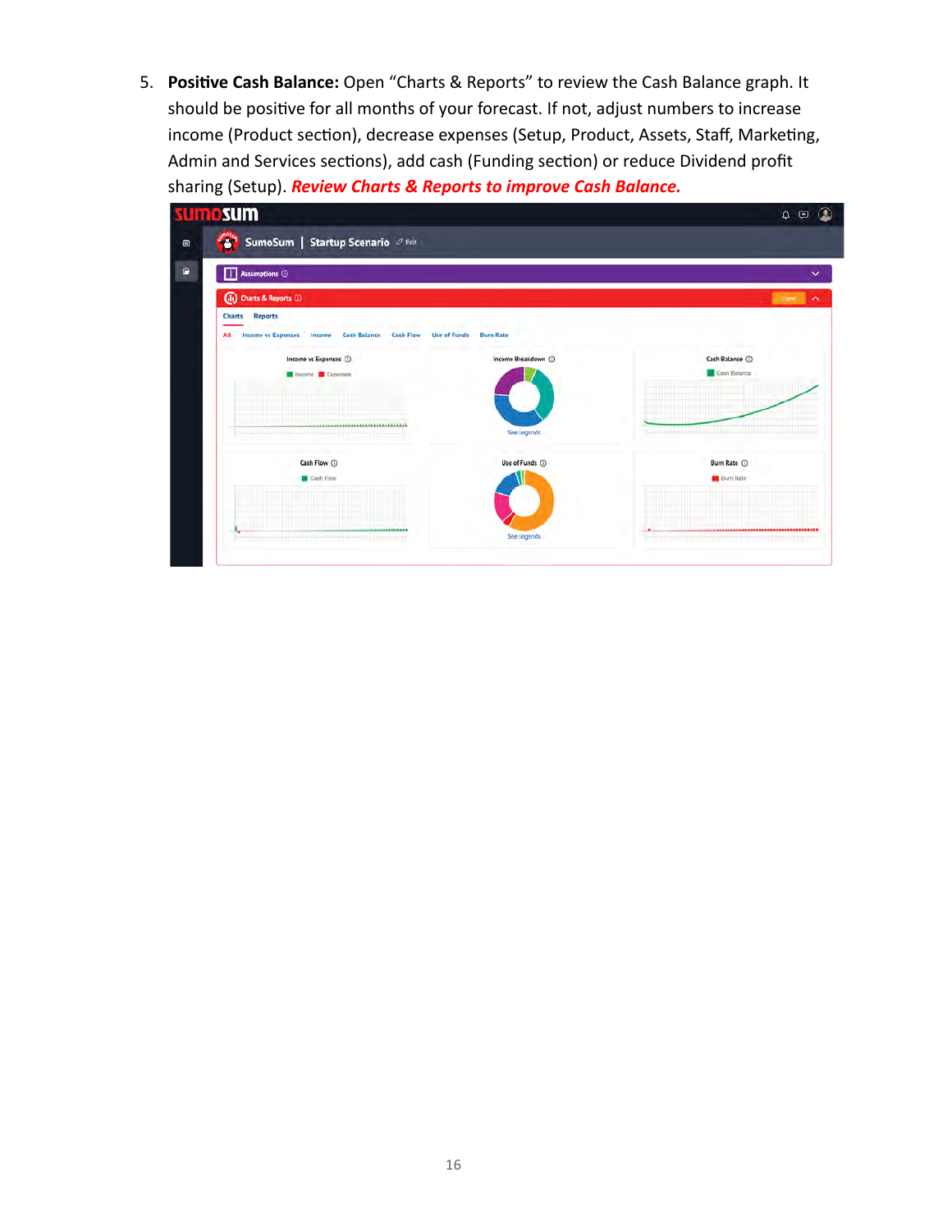5. **Positive Cash Balance:** Open "Charts & Reports" to review the Cash Balance graph. It should be positive for all months of your forecast. If not, adjust numbers to increase income (Product section), decrease expenses (Setup, Product, Assets, Staff, Marketing, Admin and Services sections), add cash (Funding section) or reduce Dividend profit sharing (Setup). ***Review Charts & Reports to improve Cash Balance.***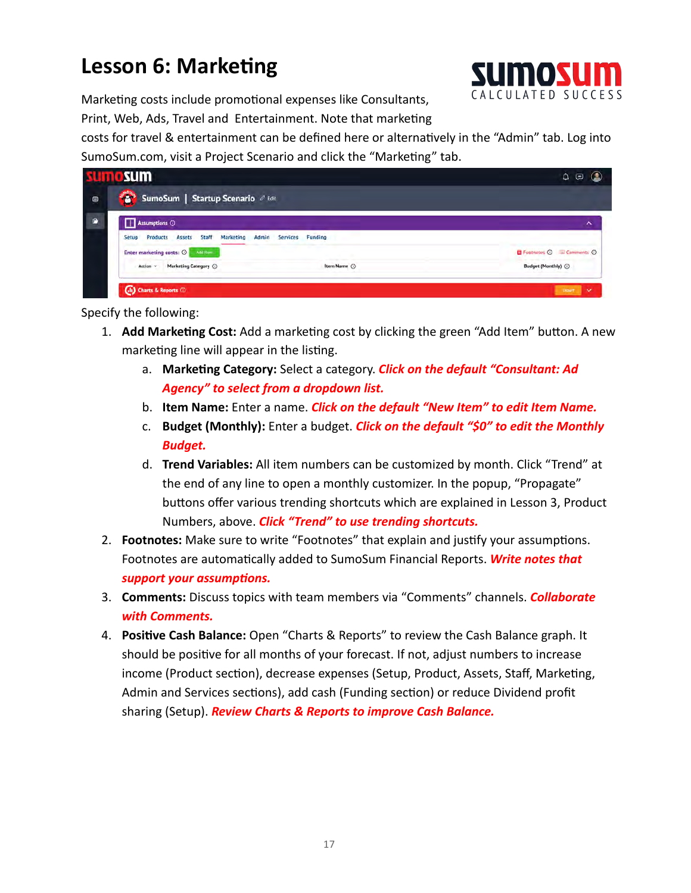# Lesson 6: Marketing

Marketing costs include promotional expenses like Consultants, Print, Web, Ads, Travel and Entertainment. Note that marketing costs for travel & entertainment can be defined here or alternatively in the "Admin" tab. Log into SumoSum.com, visit a Project Scenario and click the "Marketing" tab.

Specify the following:

1. **Add Marketing Cost:** Add a marketing cost by clicking the green "Add Item" button. A new marketing line will appear in the listing.
   a. **Marketing Category:** Select a category. ***Click on the default "Consultant: Ad Agency" to select from a dropdown list.***
   b. **Item Name:** Enter a name. ***Click on the default "New Item" to edit Item Name.***
   c. **Budget (Monthly):** Enter a budget. ***Click on the default "$0" to edit the Monthly Budget.***
   d. **Trend Variables:** All item numbers can be customized by month. Click "Trend" at the end of any line to open a monthly customizer. In the popup, "Propagate" buttons offer various trending shortcuts which are explained in Lesson 3, Product Numbers, above. ***Click "Trend" to use trending shortcuts.***
2. **Footnotes:** Make sure to write "Footnotes" that explain and justify your assumptions. Footnotes are automatically added to SumoSum Financial Reports. ***Write notes that support your assumptions.***
3. **Comments:** Discuss topics with team members via "Comments" channels. ***Collaborate with Comments.***
4. **Positive Cash Balance:** Open "Charts & Reports" to review the Cash Balance graph. It should be positive for all months of your forecast. If not, adjust numbers to increase income (Product section), decrease expenses (Setup, Product, Assets, Staff, Marketing, Admin and Services sections), add cash (Funding section) or reduce Dividend profit sharing (Setup). ***Review Charts & Reports to improve Cash Balance.***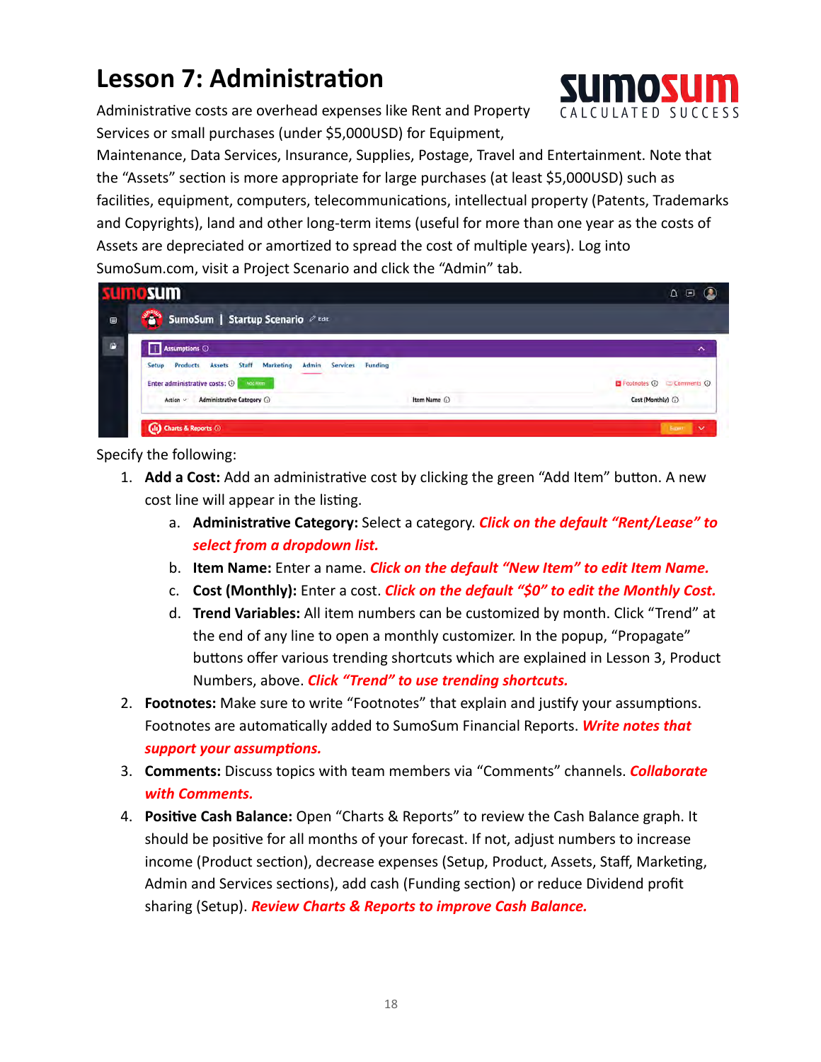# Lesson 7: Administration

Administrative costs are overhead expenses like Rent and Property Services or small purchases (under $5,000USD) for Equipment, Maintenance, Data Services, Insurance, Supplies, Postage, Travel and Entertainment. Note that the "Assets" section is more appropriate for large purchases (at least $5,000USD) such as facilities, equipment, computers, telecommunications, intellectual property (Patents, Trademarks and Copyrights), land and other long-term items (useful for more than one year as the costs of Assets are depreciated or amortized to spread the cost of multiple years). Log into SumoSum.com, visit a Project Scenario and click the "Admin" tab.

Specify the following:

1. **Add a Cost:** Add an administrative cost by clicking the green "Add Item" button. A new cost line will appear in the listing.
   a. **Administrative Category:** Select a category. ***Click on the default "Rent/Lease" to select from a dropdown list.***
   b. **Item Name:** Enter a name. ***Click on the default "New Item" to edit Item Name.***
   c. **Cost (Monthly):** Enter a cost. ***Click on the default "$0" to edit the Monthly Cost.***
   d. **Trend Variables:** All item numbers can be customized by month. Click "Trend" at the end of any line to open a monthly customizer. In the popup, "Propagate" buttons offer various trending shortcuts which are explained in Lesson 3, Product Numbers, above. ***Click "Trend" to use trending shortcuts.***
2. **Footnotes:** Make sure to write "Footnotes" that explain and justify your assumptions. Footnotes are automatically added to SumoSum Financial Reports. ***Write notes that support your assumptions.***
3. **Comments:** Discuss topics with team members via "Comments" channels. ***Collaborate with Comments.***
4. **Positive Cash Balance:** Open "Charts & Reports" to review the Cash Balance graph. It should be positive for all months of your forecast. If not, adjust numbers to increase income (Product section), decrease expenses (Setup, Product, Assets, Staff, Marketing, Admin and Services sections), add cash (Funding section) or reduce Dividend profit sharing (Setup). ***Review Charts & Reports to improve Cash Balance.***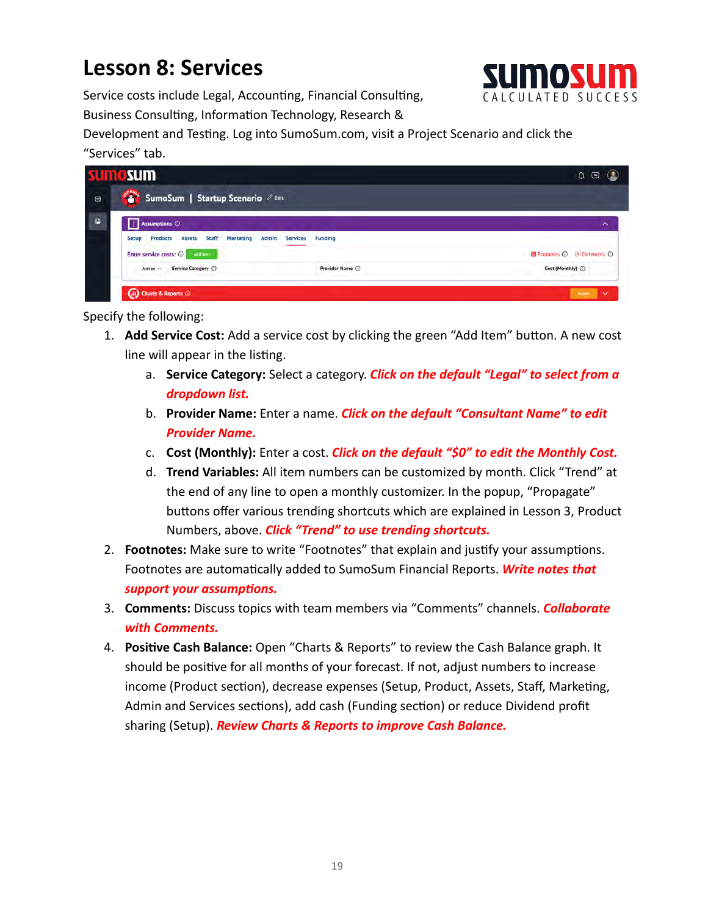# Lesson 8: Services

Service costs include Legal, Accounting, Financial Consulting, Business Consulting, Information Technology, Research & Development and Testing. Log into SumoSum.com, visit a Project Scenario and click the "Services" tab.

Specify the following:

1. **Add Service Cost:** Add a service cost by clicking the green "Add Item" button. A new cost line will appear in the listing.
   a. **Service Category:** Select a category. ***Click on the default "Legal" to select from a dropdown list.***
   b. **Provider Name:** Enter a name. ***Click on the default "Consultant Name" to edit Provider Name.***
   c. **Cost (Monthly):** Enter a cost. ***Click on the default "$0" to edit the Monthly Cost.***
   d. **Trend Variables:** All item numbers can be customized by month. Click "Trend" at the end of any line to open a monthly customizer. In the popup, "Propagate" buttons offer various trending shortcuts which are explained in Lesson 3, Product Numbers, above. ***Click "Trend" to use trending shortcuts.***
2. **Footnotes:** Make sure to write "Footnotes" that explain and justify your assumptions. Footnotes are automatically added to SumoSum Financial Reports. ***Write notes that support your assumptions.***
3. **Comments:** Discuss topics with team members via "Comments" channels. ***Collaborate with Comments.***
4. **Positive Cash Balance:** Open "Charts & Reports" to review the Cash Balance graph. It should be positive for all months of your forecast. If not, adjust numbers to increase income (Product section), decrease expenses (Setup, Product, Assets, Staff, Marketing, Admin and Services sections), add cash (Funding section) or reduce Dividend profit sharing (Setup). ***Review Charts & Reports to improve Cash Balance.***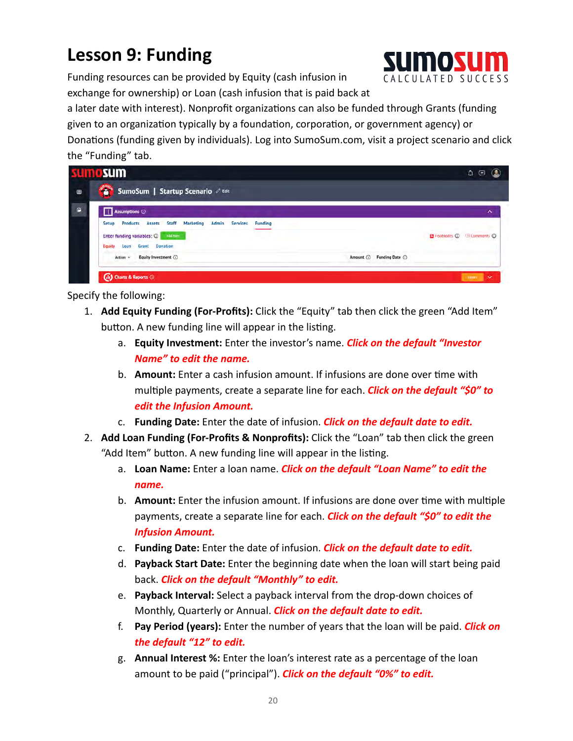# Lesson 9: Funding

Funding resources can be provided by Equity (cash infusion in exchange for ownership) or Loan (cash infusion that is paid back at a later date with interest). Nonprofit organizations can also be funded through Grants (funding given to an organization typically by a foundation, corporation, or government agency) or Donations (funding given by individuals). Log into SumoSum.com, visit a project scenario and click the "Funding" tab.

Specify the following:

1. **Add Equity Funding (For-Profits):** Click the "Equity" tab then click the green "Add Item" button. A new funding line will appear in the listing.
   a. **Equity Investment:** Enter the investor's name. ***Click on the default "Investor Name" to edit the name.***
   b. **Amount:** Enter a cash infusion amount. If infusions are done over time with multiple payments, create a separate line for each. ***Click on the default "$0" to edit the Infusion Amount.***
   c. **Funding Date:** Enter the date of infusion. ***Click on the default date to edit.***
2. **Add Loan Funding (For-Profits & Nonprofits):** Click the "Loan" tab then click the green "Add Item" button. A new funding line will appear in the listing.
   a. **Loan Name:** Enter a loan name. ***Click on the default "Loan Name" to edit the name.***
   b. **Amount:** Enter the infusion amount. If infusions are done over time with multiple payments, create a separate line for each. ***Click on the default "$0" to edit the Infusion Amount.***
   c. **Funding Date:** Enter the date of infusion. ***Click on the default date to edit.***
   d. **Payback Start Date:** Enter the beginning date when the loan will start being paid back. ***Click on the default "Monthly" to edit.***
   e. **Payback Interval:** Select a payback interval from the drop-down choices of Monthly, Quarterly or Annual. ***Click on the default date to edit.***
   f. **Pay Period (years):** Enter the number of years that the loan will be paid. ***Click on the default "12" to edit.***
   g. **Annual Interest %:** Enter the loan's interest rate as a percentage of the loan amount to be paid ("principal"). ***Click on the default "0%" to edit.***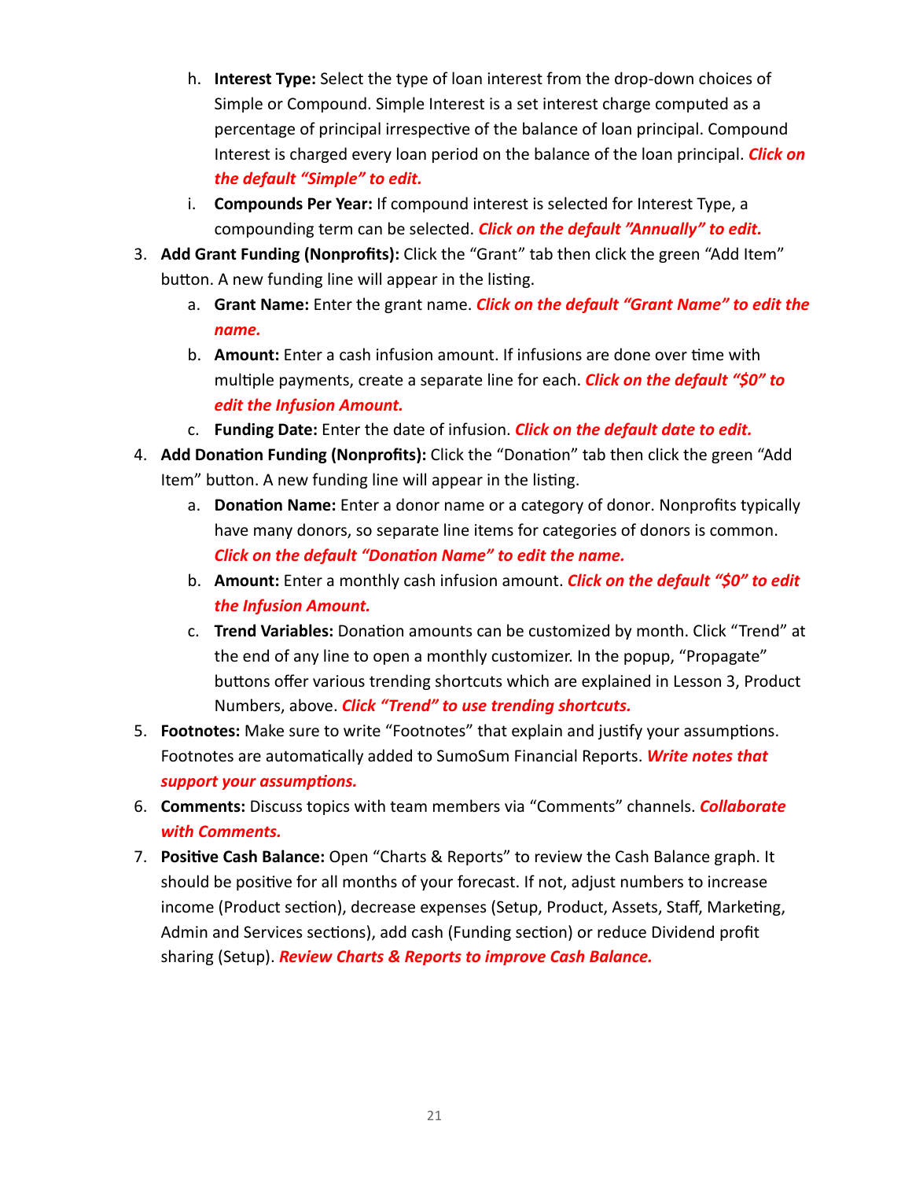h. **Interest Type:** Select the type of loan interest from the drop-down choices of Simple or Compound. Simple Interest is a set interest charge computed as a percentage of principal irrespective of the balance of loan principal. Compound Interest is charged every loan period on the balance of the loan principal. ***Click on the default "Simple" to edit.***
   i. **Compounds Per Year:** If compound interest is selected for Interest Type, a compounding term can be selected. ***Click on the default "Annually" to edit.***

3. **Add Grant Funding (Nonprofits):** Click the "Grant" tab then click the green "Add Item" button. A new funding line will appear in the listing.
   a. **Grant Name:** Enter the grant name. ***Click on the default "Grant Name" to edit the name.***
   b. **Amount:** Enter a cash infusion amount. If infusions are done over time with multiple payments, create a separate line for each. ***Click on the default "$0" to edit the Infusion Amount.***
   c. **Funding Date:** Enter the date of infusion. ***Click on the default date to edit.***
4. **Add Donation Funding (Nonprofits):** Click the "Donation" tab then click the green "Add Item" button. A new funding line will appear in the listing.
   a. **Donation Name:** Enter a donor name or a category of donor. Nonprofits typically have many donors, so separate line items for categories of donors is common. ***Click on the default "Donation Name" to edit the name.***
   b. **Amount:** Enter a monthly cash infusion amount. ***Click on the default "$0" to edit the Infusion Amount.***
   c. **Trend Variables:** Donation amounts can be customized by month. Click "Trend" at the end of any line to open a monthly customizer. In the popup, "Propagate" buttons offer various trending shortcuts which are explained in Lesson 3, Product Numbers, above. ***Click "Trend" to use trending shortcuts.***
5. **Footnotes:** Make sure to write "Footnotes" that explain and justify your assumptions. Footnotes are automatically added to SumoSum Financial Reports. ***Write notes that support your assumptions.***
6. **Comments:** Discuss topics with team members via "Comments" channels. ***Collaborate with Comments.***
7. **Positive Cash Balance:** Open "Charts & Reports" to review the Cash Balance graph. It should be positive for all months of your forecast. If not, adjust numbers to increase income (Product section), decrease expenses (Setup, Product, Assets, Staff, Marketing, Admin and Services sections), add cash (Funding section) or reduce Dividend profit sharing (Setup). ***Review Charts & Reports to improve Cash Balance.***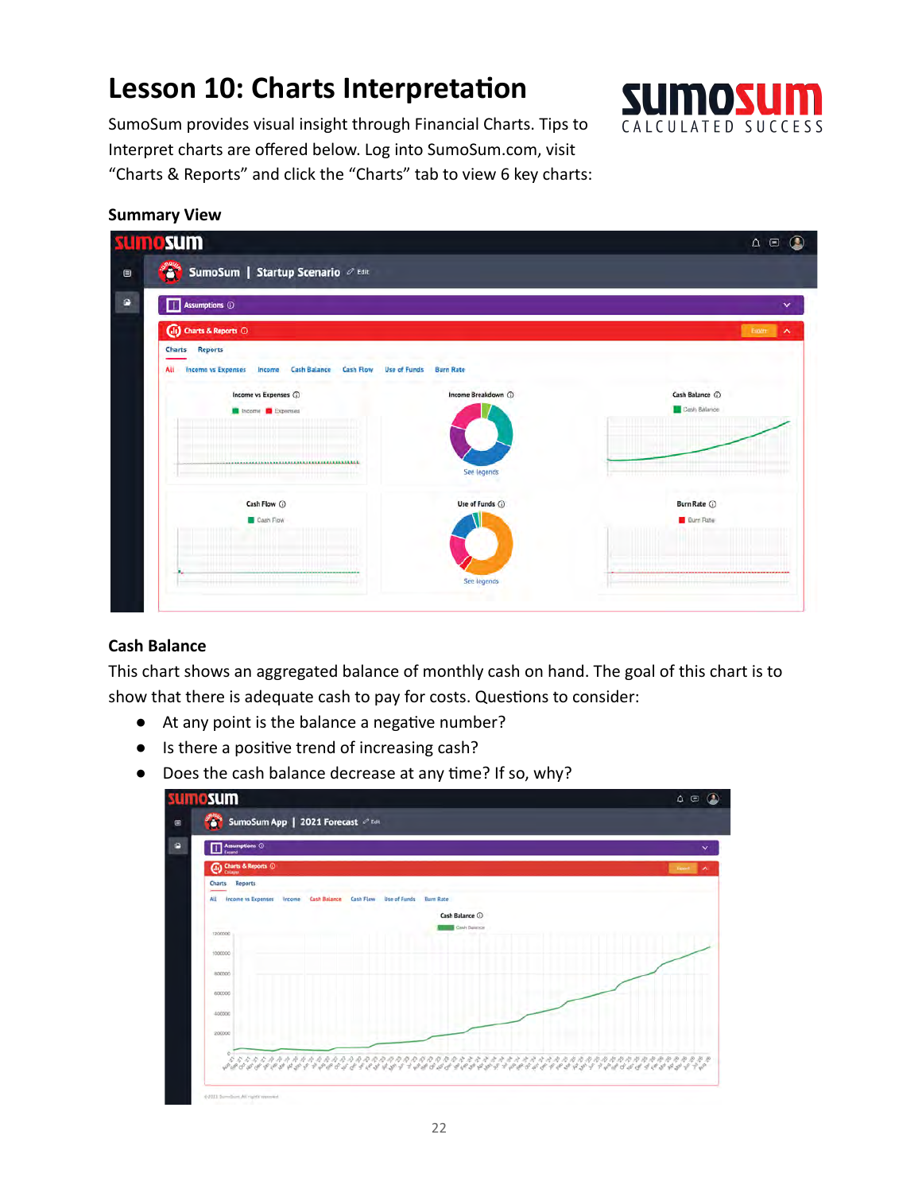# Lesson 10: Charts Interpretation

SumoSum provides visual insight through Financial Charts. Tips to Interpret charts are offered below. Log into SumoSum.com, visit "Charts & Reports" and click the "Charts" tab to view 6 key charts:

### Summary View

### Cash Balance

This chart shows an aggregated balance of monthly cash on hand. The goal of this chart is to show that there is adequate cash to pay for costs. Questions to consider:

- At any point is the balance a negative number?
- Is there a positive trend of increasing cash?
- Does the cash balance decrease at any time? If so, why?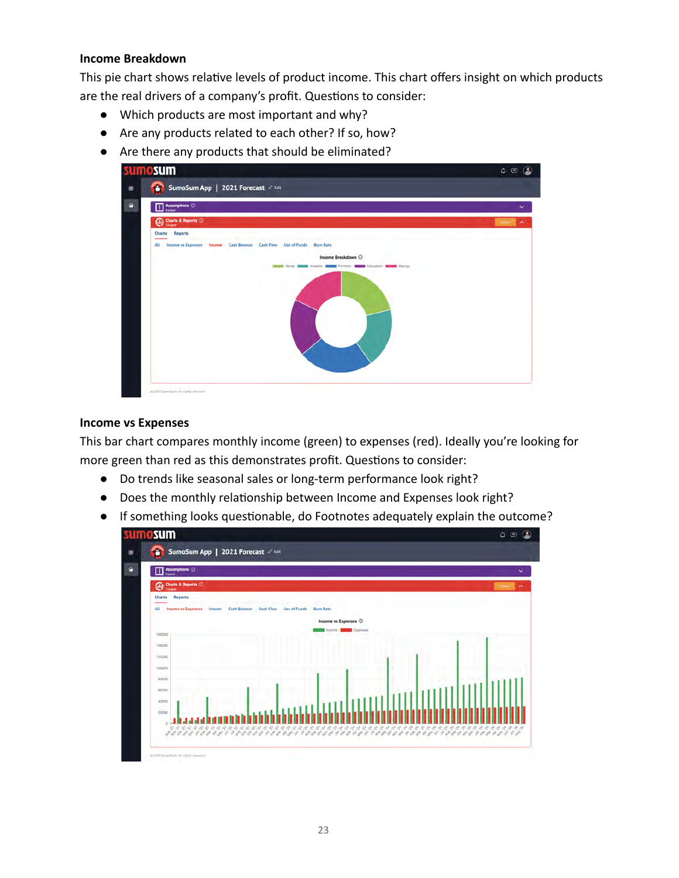### Income Breakdown

This pie chart shows relative levels of product income. This chart offers insight on which products are the real drivers of a company's profit. Questions to consider:

- Which products are most important and why?
- Are any products related to each other? If so, how?
- Are there any products that should be eliminated?

### Income vs Expenses

This bar chart compares monthly income (green) to expenses (red). Ideally you're looking for more green than red as this demonstrates profit. Questions to consider:

- Do trends like seasonal sales or long-term performance look right?
- Does the monthly relationship between Income and Expenses look right?
- If something looks questionable, do Footnotes adequately explain the outcome?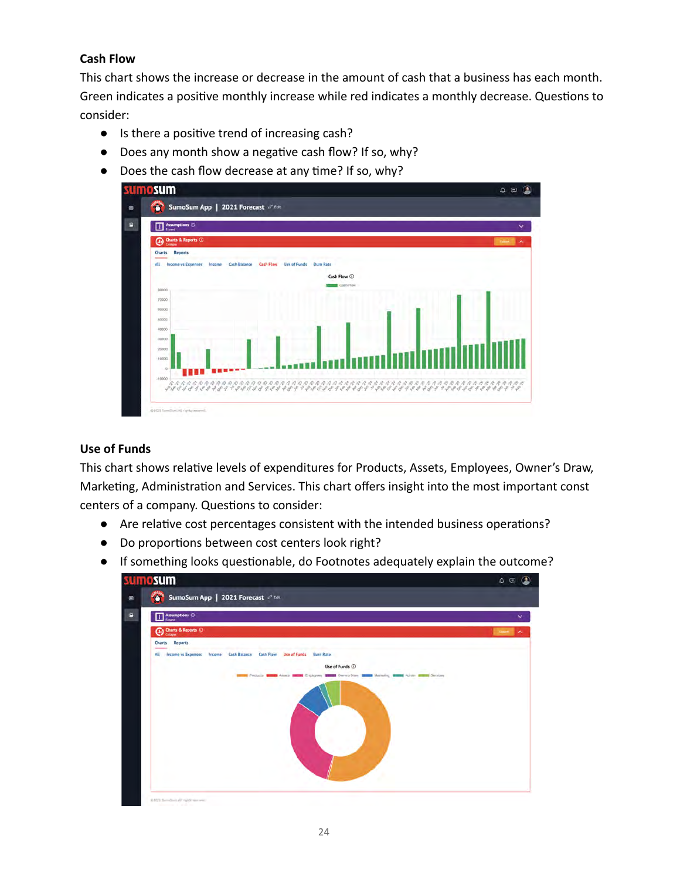**Cash Flow**

This chart shows the increase or decrease in the amount of cash that a business has each month. Green indicates a positive monthly increase while red indicates a monthly decrease. Questions to consider:

- Is there a positive trend of increasing cash?
- Does any month show a negative cash flow? If so, why?
- Does the cash flow decrease at any time? If so, why?

**Use of Funds**

This chart shows relative levels of expenditures for Products, Assets, Employees, Owner's Draw, Marketing, Administration and Services. This chart offers insight into the most important const centers of a company. Questions to consider:

- Are relative cost percentages consistent with the intended business operations?
- Do proportions between cost centers look right?
- If something looks questionable, do Footnotes adequately explain the outcome?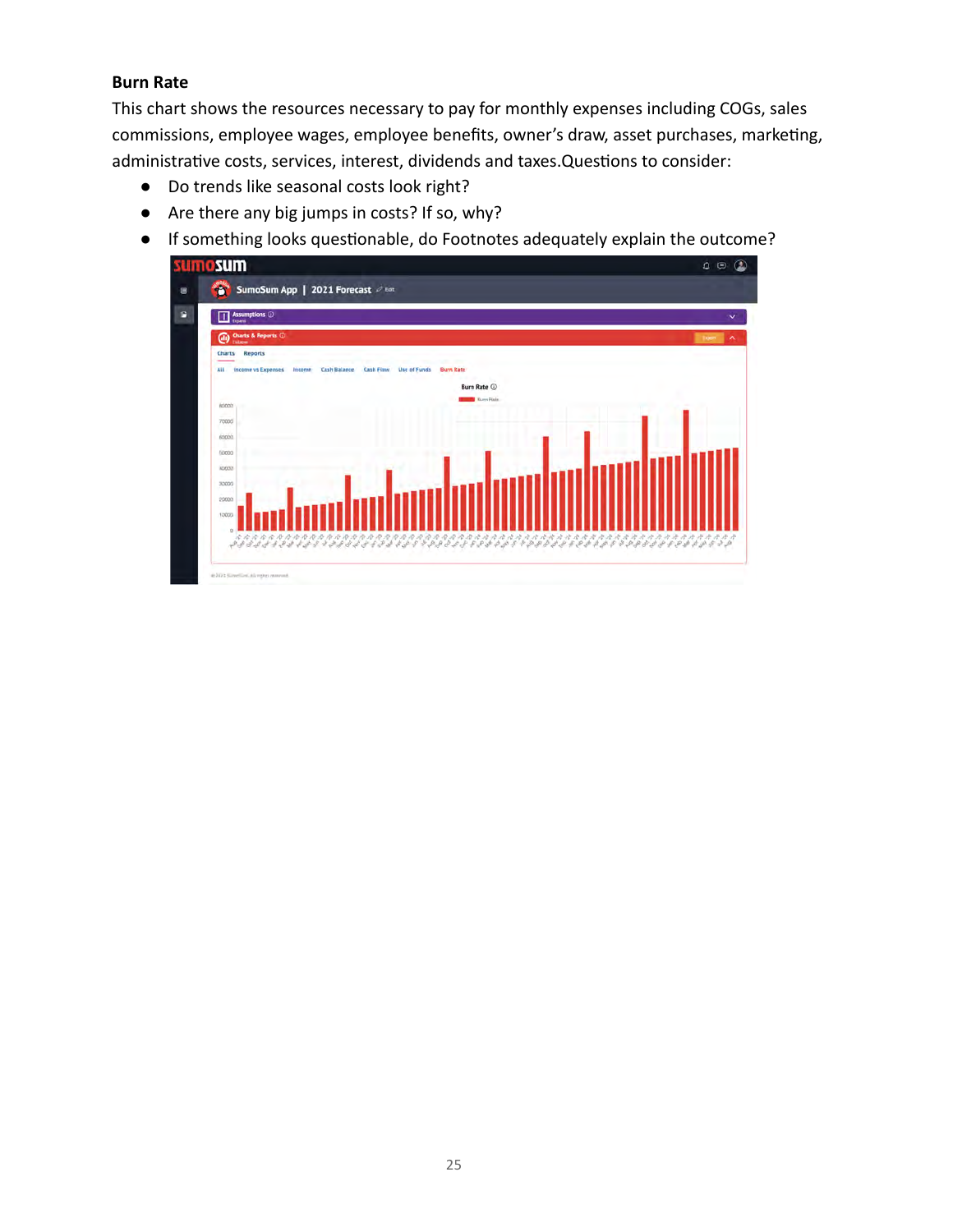## Burn Rate

This chart shows the resources necessary to pay for monthly expenses including COGs, sales commissions, employee wages, employee benefits, owner's draw, asset purchases, marketing, administrative costs, services, interest, dividends and taxes.Questions to consider:

- Do trends like seasonal costs look right?
- Are there any big jumps in costs? If so, why?
- If something looks questionable, do Footnotes adequately explain the outcome?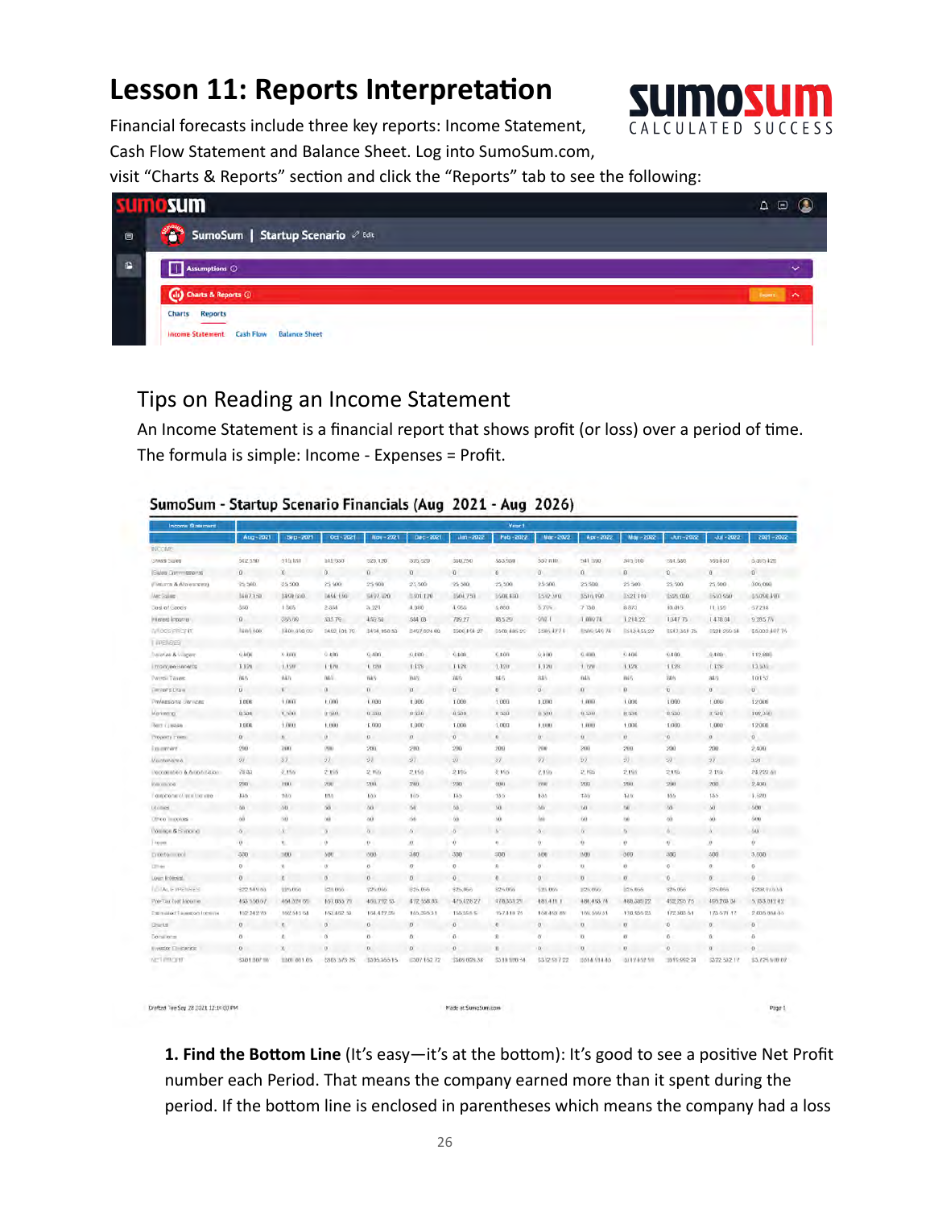# Lesson 11: Reports Interpretation

Financial forecasts include three key reports: Income Statement, Cash Flow Statement and Balance Sheet. Log into SumoSum.com, visit "Charts & Reports" section and click the "Reports" tab to see the following:

## Tips on Reading an Income Statement

An Income Statement is a financial report that shows profit (or loss) over a period of time. The formula is simple: Income - Expenses = Profit.

**1. Find the Bottom Line** (It's easy—it's at the bottom): It's good to see a positive Net Profit number each Period. That means the company earned more than it spent during the period. If the bottom line is enclosed in parentheses which means the company had a loss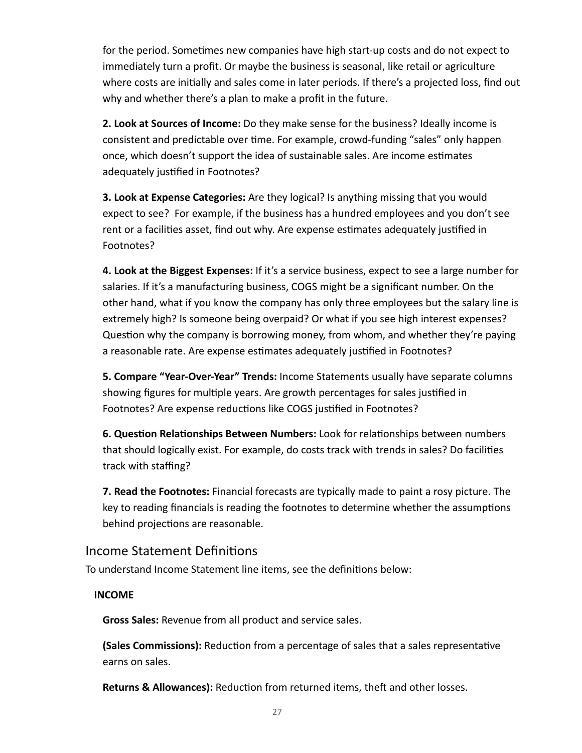for the period. Sometimes new companies have high start-up costs and do not expect to immediately turn a profit. Or maybe the business is seasonal, like retail or agriculture where costs are initially and sales come in later periods. If there's a projected loss, find out why and whether there's a plan to make a profit in the future.

**2. Look at Sources of Income:** Do they make sense for the business? Ideally income is consistent and predictable over time. For example, crowd-funding "sales" only happen once, which doesn't support the idea of sustainable sales. Are income estimates adequately justified in Footnotes?

**3. Look at Expense Categories:** Are they logical? Is anything missing that you would expect to see? For example, if the business has a hundred employees and you don't see rent or a facilities asset, find out why. Are expense estimates adequately justified in Footnotes?

**4. Look at the Biggest Expenses:** If it's a service business, expect to see a large number for salaries. If it's a manufacturing business, COGS might be a significant number. On the other hand, what if you know the company has only three employees but the salary line is extremely high? Is someone being overpaid? Or what if you see high interest expenses? Question why the company is borrowing money, from whom, and whether they're paying a reasonable rate. Are expense estimates adequately justified in Footnotes?

**5. Compare "Year-Over-Year" Trends:** Income Statements usually have separate columns showing figures for multiple years. Are growth percentages for sales justified in Footnotes? Are expense reductions like COGS justified in Footnotes?

**6. Question Relationships Between Numbers:** Look for relationships between numbers that should logically exist. For example, do costs track with trends in sales? Do facilities track with staffing?

**7. Read the Footnotes:** Financial forecasts are typically made to paint a rosy picture. The key to reading financials is reading the footnotes to determine whether the assumptions behind projections are reasonable.

## Income Statement Definitions

To understand Income Statement line items, see the definitions below:

**INCOME**

**Gross Sales:** Revenue from all product and service sales.

**(Sales Commissions):** Reduction from a percentage of sales that a sales representative earns on sales.

**Returns & Allowances):** Reduction from returned items, theft and other losses.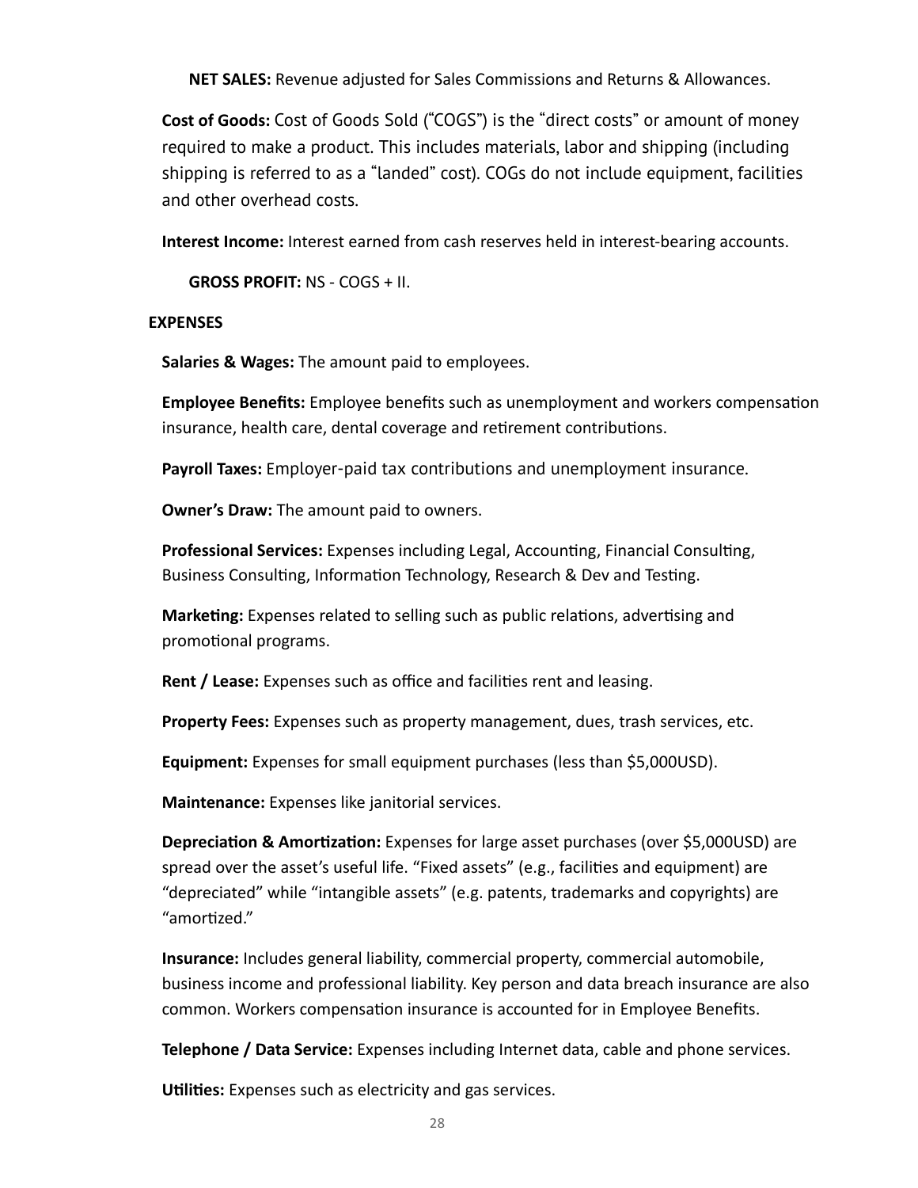**NET SALES:** Revenue adjusted for Sales Commissions and Returns & Allowances.

**Cost of Goods:** Cost of Goods Sold ("COGS") is the "direct costs" or amount of money required to make a product. This includes materials, labor and shipping (including shipping is referred to as a "landed" cost). COGs do not include equipment, facilities and other overhead costs.

**Interest Income:** Interest earned from cash reserves held in interest-bearing accounts.

**GROSS PROFIT:** NS - COGS + II.

**EXPENSES**

**Salaries & Wages:** The amount paid to employees.

**Employee Benefits:** Employee benefits such as unemployment and workers compensation insurance, health care, dental coverage and retirement contributions.

**Payroll Taxes:** Employer-paid tax contributions and unemployment insurance.

**Owner's Draw:** The amount paid to owners.

**Professional Services:** Expenses including Legal, Accounting, Financial Consulting, Business Consulting, Information Technology, Research & Dev and Testing.

**Marketing:** Expenses related to selling such as public relations, advertising and promotional programs.

**Rent / Lease:** Expenses such as office and facilities rent and leasing.

**Property Fees:** Expenses such as property management, dues, trash services, etc.

**Equipment:** Expenses for small equipment purchases (less than $5,000USD).

**Maintenance:** Expenses like janitorial services.

**Depreciation & Amortization:** Expenses for large asset purchases (over $5,000USD) are spread over the asset's useful life. "Fixed assets" (e.g., facilities and equipment) are "depreciated" while "intangible assets" (e.g. patents, trademarks and copyrights) are "amortized."

**Insurance:** Includes general liability, commercial property, commercial automobile, business income and professional liability. Key person and data breach insurance are also common. Workers compensation insurance is accounted for in Employee Benefits.

**Telephone / Data Service:** Expenses including Internet data, cable and phone services.

**Utilities:** Expenses such as electricity and gas services.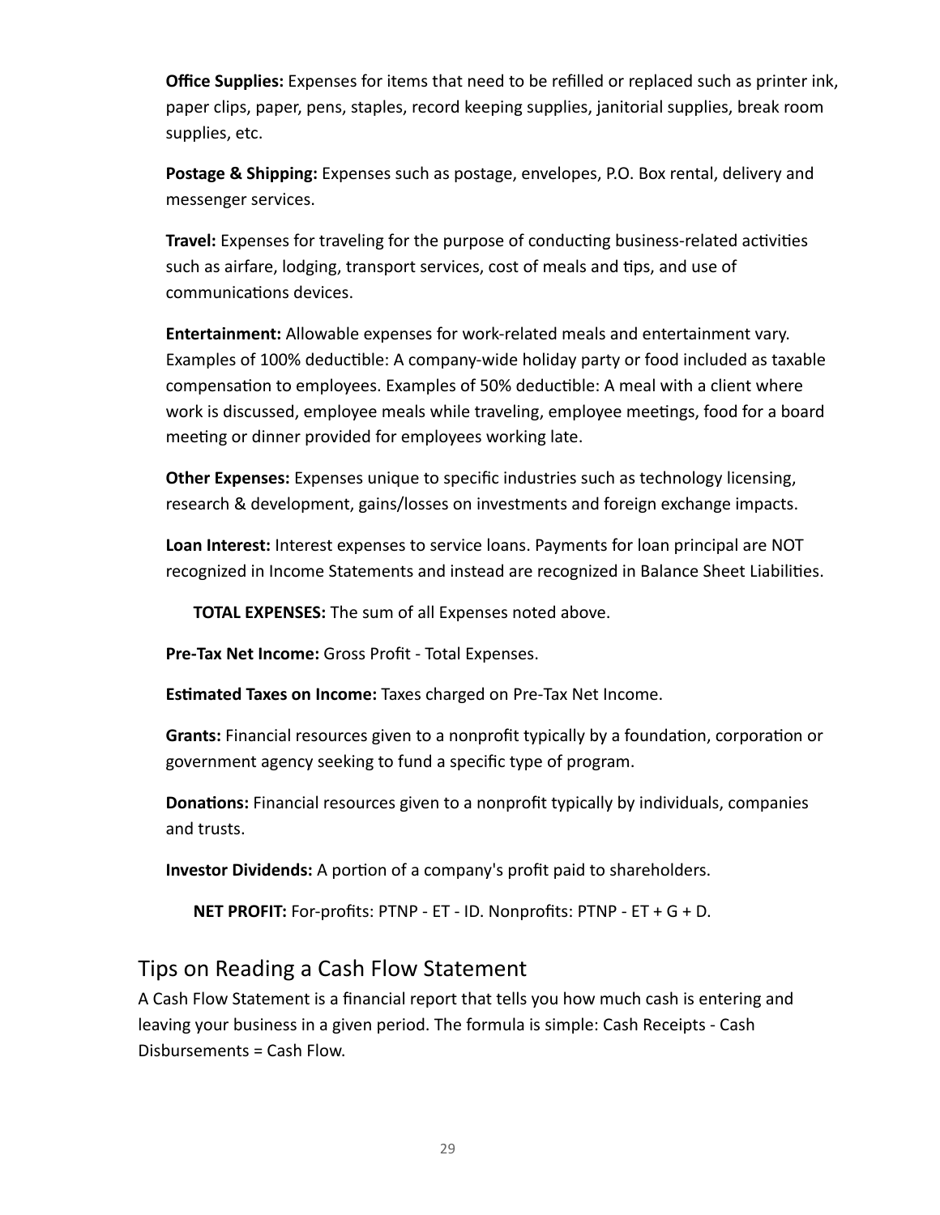**Office Supplies:** Expenses for items that need to be refilled or replaced such as printer ink, paper clips, paper, pens, staples, record keeping supplies, janitorial supplies, break room supplies, etc.

**Postage & Shipping:** Expenses such as postage, envelopes, P.O. Box rental, delivery and messenger services.

**Travel:** Expenses for traveling for the purpose of conducting business-related activities such as airfare, lodging, transport services, cost of meals and tips, and use of communications devices.

**Entertainment:** Allowable expenses for work-related meals and entertainment vary. Examples of 100% deductible: A company-wide holiday party or food included as taxable compensation to employees. Examples of 50% deductible: A meal with a client where work is discussed, employee meals while traveling, employee meetings, food for a board meeting or dinner provided for employees working late.

**Other Expenses:** Expenses unique to specific industries such as technology licensing, research & development, gains/losses on investments and foreign exchange impacts.

**Loan Interest:** Interest expenses to service loans. Payments for loan principal are NOT recognized in Income Statements and instead are recognized in Balance Sheet Liabilities.

**TOTAL EXPENSES:** The sum of all Expenses noted above.

**Pre-Tax Net Income:** Gross Profit - Total Expenses.

**Estimated Taxes on Income:** Taxes charged on Pre-Tax Net Income.

**Grants:** Financial resources given to a nonprofit typically by a foundation, corporation or government agency seeking to fund a specific type of program.

**Donations:** Financial resources given to a nonprofit typically by individuals, companies and trusts.

**Investor Dividends:** A portion of a company's profit paid to shareholders.

**NET PROFIT:** For-profits: PTNP - ET - ID. Nonprofits: PTNP - ET + G + D.

## Tips on Reading a Cash Flow Statement

A Cash Flow Statement is a financial report that tells you how much cash is entering and leaving your business in a given period. The formula is simple: Cash Receipts - Cash Disbursements = Cash Flow.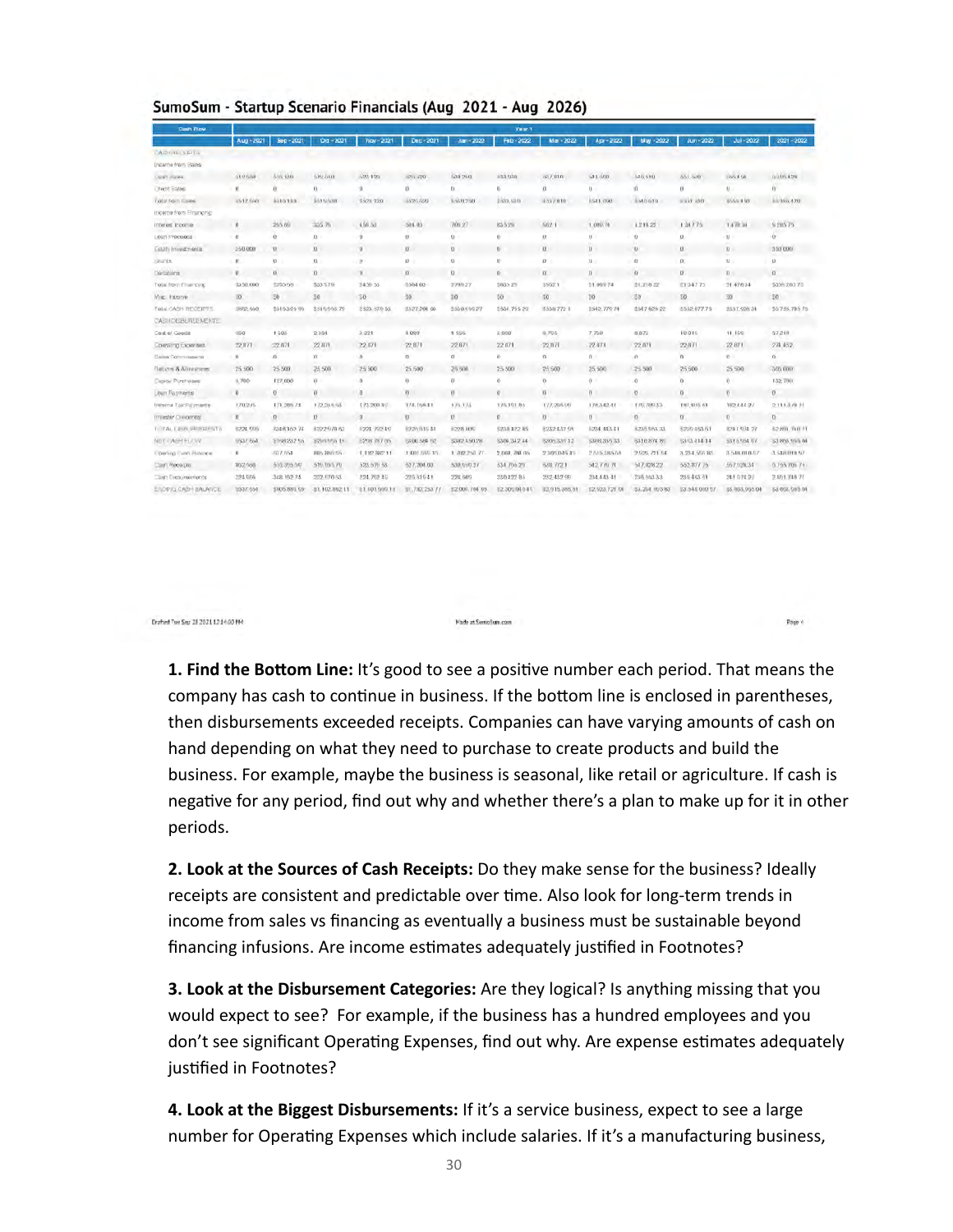## SumoSum - Startup Scenario Financials (Aug 2021 - Aug 2026)

Most of the figures in this table were too blurry to read reliably, so only the title, column headings and row labels are given. Reading the values would mean guessing.

| Cash Flow | Aug - 2021 | Sep - 2021 | Oct - 2021 | Nov - 2021 | Dec - 2021 | Jan - 2022 | Feb - 2022 | Mar - 2022 | Apr - 2022 | May - 2022 | Jun - 2022 | Jul - 2022 | 2021 - 2022 |
|---|---|---|---|---|---|---|---|---|---|---|---|---|---|
| CASH RECEIPTS | | | | | | | | | | | | | |
| Income from Sales | | | | | | | | | | | | | |
| Cash Sales | | | | | | | | | | | | | |
| Credit Sales | | | | | | | | | | | | | |
| Total from Sales | | | | | | | | | | | | | |
| Income from Financing | | | | | | | | | | | | | |
| Interest Income | | | | | | | | | | | | | |
| Loan Proceeds | | | | | | | | | | | | | |
| Equity Investments | | | | | | | | | | | | | |
| Grants | | | | | | | | | | | | | |
| Donations | | | | | | | | | | | | | |
| Total from Financing | | | | | | | | | | | | | |
| Misc. Income | | | | | | | | | | | | | |
| Total CASH RECEIPTS | | | | | | | | | | | | | |
| CASH DISBURSEMENTS | | | | | | | | | | | | | |
| Cost of Goods | | | | | | | | | | | | | |
| Operating Expenses | | | | | | | | | | | | | |
| Sales Commissions | | | | | | | | | | | | | |
| Returns & Allowances | | | | | | | | | | | | | |
| Capital Purchases | | | | | | | | | | | | | |
| Loan Payments | | | | | | | | | | | | | |
| Income Tax Payments | | | | | | | | | | | | | |
| Investor Dividends | | | | | | | | | | | | | |
| TOTAL DISBURSEMENTS | | | | | | | | | | | | | |
| NET CASH FLOW | | | | | | | | | | | | | |
| Opening Cash Balance | | | | | | | | | | | | | |
| Cash Receipts | | | | | | | | | | | | | |
| Cash Disbursements | | | | | | | | | | | | | |
| ENDING CASH BALANCE | | | | | | | | | | | | | |

Drafted Tue Sep 28 2021 12:14:00 PM — Made at SumoSum.com — Page 4

**1. Find the Bottom Line:** It's good to see a positive number each period. That means the company has cash to continue in business. If the bottom line is enclosed in parentheses, then disbursements exceeded receipts. Companies can have varying amounts of cash on hand depending on what they need to purchase to create products and build the business. For example, maybe the business is seasonal, like retail or agriculture. If cash is negative for any period, find out why and whether there's a plan to make up for it in other periods.

**2. Look at the Sources of Cash Receipts:** Do they make sense for the business? Ideally receipts are consistent and predictable over time. Also look for long-term trends in income from sales vs financing as eventually a business must be sustainable beyond financing infusions. Are income estimates adequately justified in Footnotes?

**3. Look at the Disbursement Categories:** Are they logical? Is anything missing that you would expect to see? For example, if the business has a hundred employees and you don't see significant Operating Expenses, find out why. Are expense estimates adequately justified in Footnotes?

**4. Look at the Biggest Disbursements:** If it's a service business, expect to see a large number for Operating Expenses which include salaries. If it's a manufacturing business,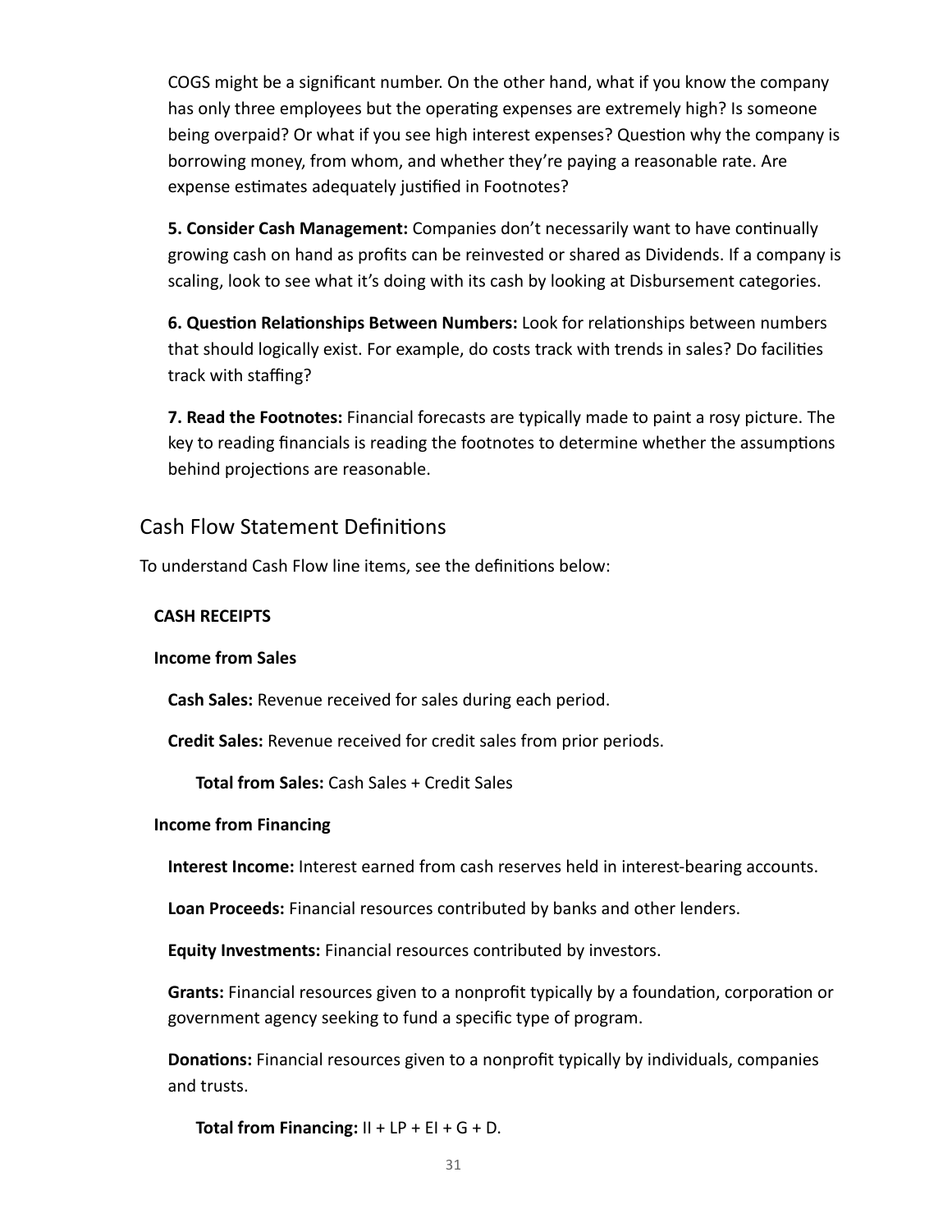COGS might be a significant number. On the other hand, what if you know the company has only three employees but the operating expenses are extremely high? Is someone being overpaid? Or what if you see high interest expenses? Question why the company is borrowing money, from whom, and whether they're paying a reasonable rate. Are expense estimates adequately justified in Footnotes?

**5. Consider Cash Management:** Companies don't necessarily want to have continually growing cash on hand as profits can be reinvested or shared as Dividends. If a company is scaling, look to see what it's doing with its cash by looking at Disbursement categories.

**6. Question Relationships Between Numbers:** Look for relationships between numbers that should logically exist. For example, do costs track with trends in sales? Do facilities track with staffing?

**7. Read the Footnotes:** Financial forecasts are typically made to paint a rosy picture. The key to reading financials is reading the footnotes to determine whether the assumptions behind projections are reasonable.

## Cash Flow Statement Definitions

To understand Cash Flow line items, see the definitions below:

**CASH RECEIPTS**

**Income from Sales**

**Cash Sales:** Revenue received for sales during each period.

**Credit Sales:** Revenue received for credit sales from prior periods.

**Total from Sales:** Cash Sales + Credit Sales

**Income from Financing**

**Interest Income:** Interest earned from cash reserves held in interest-bearing accounts.

**Loan Proceeds:** Financial resources contributed by banks and other lenders.

**Equity Investments:** Financial resources contributed by investors.

**Grants:** Financial resources given to a nonprofit typically by a foundation, corporation or government agency seeking to fund a specific type of program.

**Donations:** Financial resources given to a nonprofit typically by individuals, companies and trusts.

**Total from Financing:** II + LP + EI + G + D.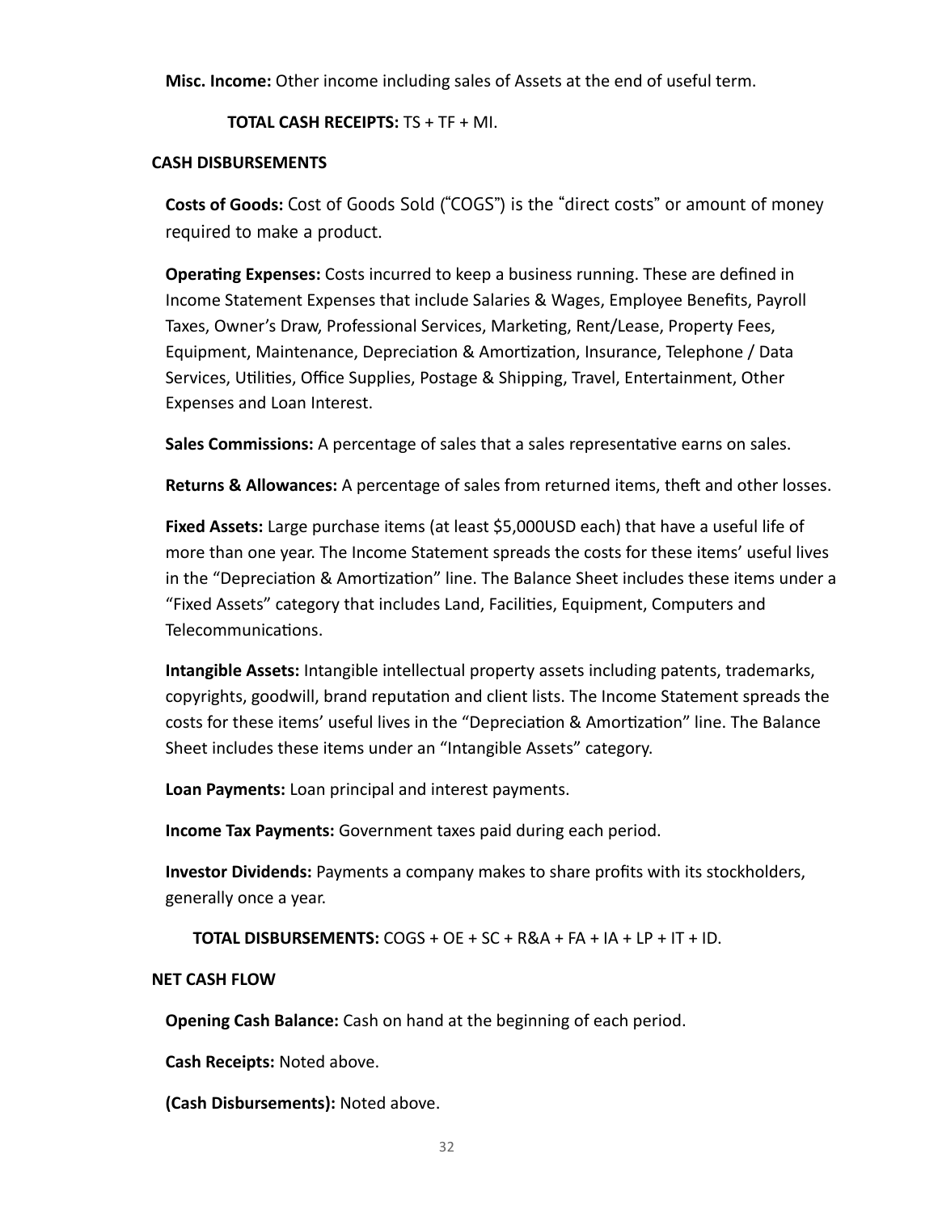**Misc. Income:** Other income including sales of Assets at the end of useful term.

**TOTAL CASH RECEIPTS:** TS + TF + MI.

**CASH DISBURSEMENTS**

**Costs of Goods:** Cost of Goods Sold ("COGS") is the "direct costs" or amount of money required to make a product.

**Operating Expenses:** Costs incurred to keep a business running. These are defined in Income Statement Expenses that include Salaries & Wages, Employee Benefits, Payroll Taxes, Owner's Draw, Professional Services, Marketing, Rent/Lease, Property Fees, Equipment, Maintenance, Depreciation & Amortization, Insurance, Telephone / Data Services, Utilities, Office Supplies, Postage & Shipping, Travel, Entertainment, Other Expenses and Loan Interest.

**Sales Commissions:** A percentage of sales that a sales representative earns on sales.

**Returns & Allowances:** A percentage of sales from returned items, theft and other losses.

**Fixed Assets:** Large purchase items (at least $5,000USD each) that have a useful life of more than one year. The Income Statement spreads the costs for these items' useful lives in the "Depreciation & Amortization" line. The Balance Sheet includes these items under a "Fixed Assets" category that includes Land, Facilities, Equipment, Computers and Telecommunications.

**Intangible Assets:** Intangible intellectual property assets including patents, trademarks, copyrights, goodwill, brand reputation and client lists. The Income Statement spreads the costs for these items' useful lives in the "Depreciation & Amortization" line. The Balance Sheet includes these items under an "Intangible Assets" category.

**Loan Payments:** Loan principal and interest payments.

**Income Tax Payments:** Government taxes paid during each period.

**Investor Dividends:** Payments a company makes to share profits with its stockholders, generally once a year.

**TOTAL DISBURSEMENTS:** COGS + OE + SC + R&A + FA + IA + LP + IT + ID.

**NET CASH FLOW**

**Opening Cash Balance:** Cash on hand at the beginning of each period.

**Cash Receipts:** Noted above.

**(Cash Disbursements):** Noted above.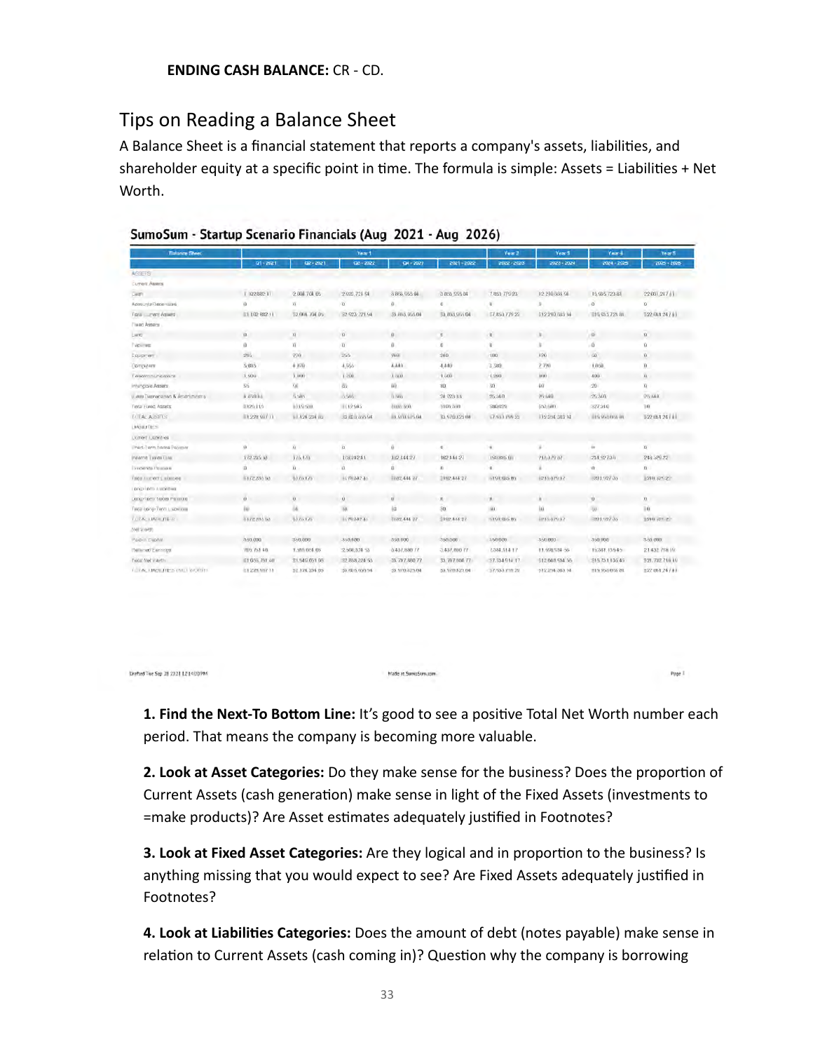**ENDING CASH BALANCE:** CR - CD.

## Tips on Reading a Balance Sheet

A Balance Sheet is a financial statement that reports a company's assets, liabilities, and shareholder equity at a specific point in time. The formula is simple: Assets = Liabilities + Net Worth.

**SumoSum - Startup Scenario Financials (Aug 2021 - Aug 2026)**

| Balance Sheet | Year 1 | | | | | Year 2 | Year 3 | Year 4 | Year 5 |
|---|---|---|---|---|---|---|---|---|---|
| | Q1 - 2021 | Q2 - 2021 | Q3 - 2022 | Q4 - 2022 | 2021 - 2022 | 2022 - 2023 | 2023 - 2024 | 2024 - 2025 | 2025 - 2026 |
| ASSETS | | | | | | | | | |
| Current Assets | | | | | | | | | |
| Cash | 1,102,082.11 | 2,008,708.05 | 2,923,721.94 | 3,869,555.04 | 3,869,555.04 | 7,653,779.23 | 12,210,583.94 | 15,935,723.81 | 22,031,247.11 |
| Accounts Receivables | 0 | 0 | 0 | 0 | 0 | 0 | 0 | 0 | 0 |
| Total Current Assets | $1,102,082.11 | $2,008,708.05 | $2,923,721.94 | $3,869,555.04 | $3,869,555.04 | $7,653,779.23 | $12,210,583.94 | $15,935,723.81 | $22,031,247.11 |
| Fixed Assets | | | | | | | | | |
| Land | 0 | 0 | 0 | 0 | 0 | 0 | 0 | 0 | 0 |
| Facilities | 0 | 0 | 0 | 0 | 0 | 0 | 0 | 0 | 0 |
| Equipment | 285 | 270 | 255 | 960 | 240 | 180 | 120 | 60 | 0 |
| Computers | 5,085 | 4,870 | 4,555 | 4,440 | 4,440 | 3,580 | 2,770 | 1,860 | 0 |
| Telecommunications | 1,600 | 1,800 | 1,200 | 1,500 | 1,500 | 1,200 | 900 | 400 | 0 |
| Intangible Assets | 55 | 50 | 85 | 80 | 80 | 30 | 40 | 20 | 0 |
| (Less Depreciation & Amortization) | 4,750.83 | 5,585 | 5,585 | 5,585 | 24,023.33 | 25,340 | 25,440 | 25,340 | 25,440 |
| Total Fixed Assets | $125,115 | $115,530 | $112,945 | $105,300 | $105,300 | $80,070 | $53,580 | $27,340 | $0 |
| TOTAL ASSETS | $1,228,597.11 | $2,124,234.05 | $3,035,555.94 | $3,970,375.04 | $3,970,375.04 | $7,933,299.23 | $12,264,313.14 | $15,950,858.81 | $22,031,247.11 |
| LIABILITIES | | | | | | | | | |
| Current Liabilities | | | | | | | | | |
| Short-Term Notes Payable | 0 | 0 | 0 | 0 | 0 | 0 | 0 | 0 | 0 |
| Income Taxes Due | 172,235.50 | 176,170 | 170,042.41 | 182,444.27 | 182,444.27 | 159,085.00 | 215,679.57 | 251,927.35 | 249,329.22 |
| Dividends Payable | 0 | 0 | 0 | 0 | 0 | 0 | 0 | 0 | 0 |
| Total Current Liabilities | $172,235.50 | $176,170 | $170,042.41 | $182,444.27 | $182,444.27 | $159,085.00 | $215,679.57 | $251,927.35 | $249,329.22 |
| Long-Term Liabilities | | | | | | | | | |
| Long-Term Notes Payable | 0 | 0 | 0 | 0 | 0 | 0 | 0 | 0 | 0 |
| Total Long-Term Liabilities | $0 | $0 | $0 | $0 | $0 | $0 | $0 | $0 | $0 |
| TOTAL LIABILITIES | $172,235.50 | $176,170 | $170,042.41 | $182,444.27 | $182,444.27 | $159,085.00 | $215,679.57 | $251,927.35 | $249,329.22 |
| Net Worth | | | | | | | | | |
| Paid-in Capital | 350,000 | 350,000 | 350,000 | 350,000 | 350,000 | 350,000 | 350,000 | 350,000 | 350,000 |
| Retained Earnings | 705,761.10 | 1,385,064.05 | 2,508,374.53 | 3,437,880.77 | 3,437,880.77 | 7,344,514.17 | 11,938,534.56 | 15,341,135.45 | 21,432,718.19 |
| Total Net Worth | $1,055,761.10 | $1,949,061.05 | $2,858,224.53 | $3,787,880.77 | $3,787,880.77 | $7,734,514.17 | $12,048,534.56 | $15,731,135.45 | $21,782,718.19 |
| TOTAL LIABILITIES AND NET WORTH | $1,228,597.11 | $2,124,234.05 | $3,028,266.94 | $3,970,325.04 | $3,970,325.04 | $7,933,299.23 | $12,264,313.14 | $15,950,858.81 | $22,031,247.11 |

Drafted Tue Sep 28 2021 12:14:03 PM | Made at SumoSum.com | Page 1

**1. Find the Next-To Bottom Line:** It's good to see a positive Total Net Worth number each period. That means the company is becoming more valuable.

**2. Look at Asset Categories:** Do they make sense for the business? Does the proportion of Current Assets (cash generation) make sense in light of the Fixed Assets (investments to =make products)? Are Asset estimates adequately justified in Footnotes?

**3. Look at Fixed Asset Categories:** Are they logical and in proportion to the business? Is anything missing that you would expect to see? Are Fixed Assets adequately justified in Footnotes?

**4. Look at Liabilities Categories:** Does the amount of debt (notes payable) make sense in relation to Current Assets (cash coming in)? Question why the company is borrowing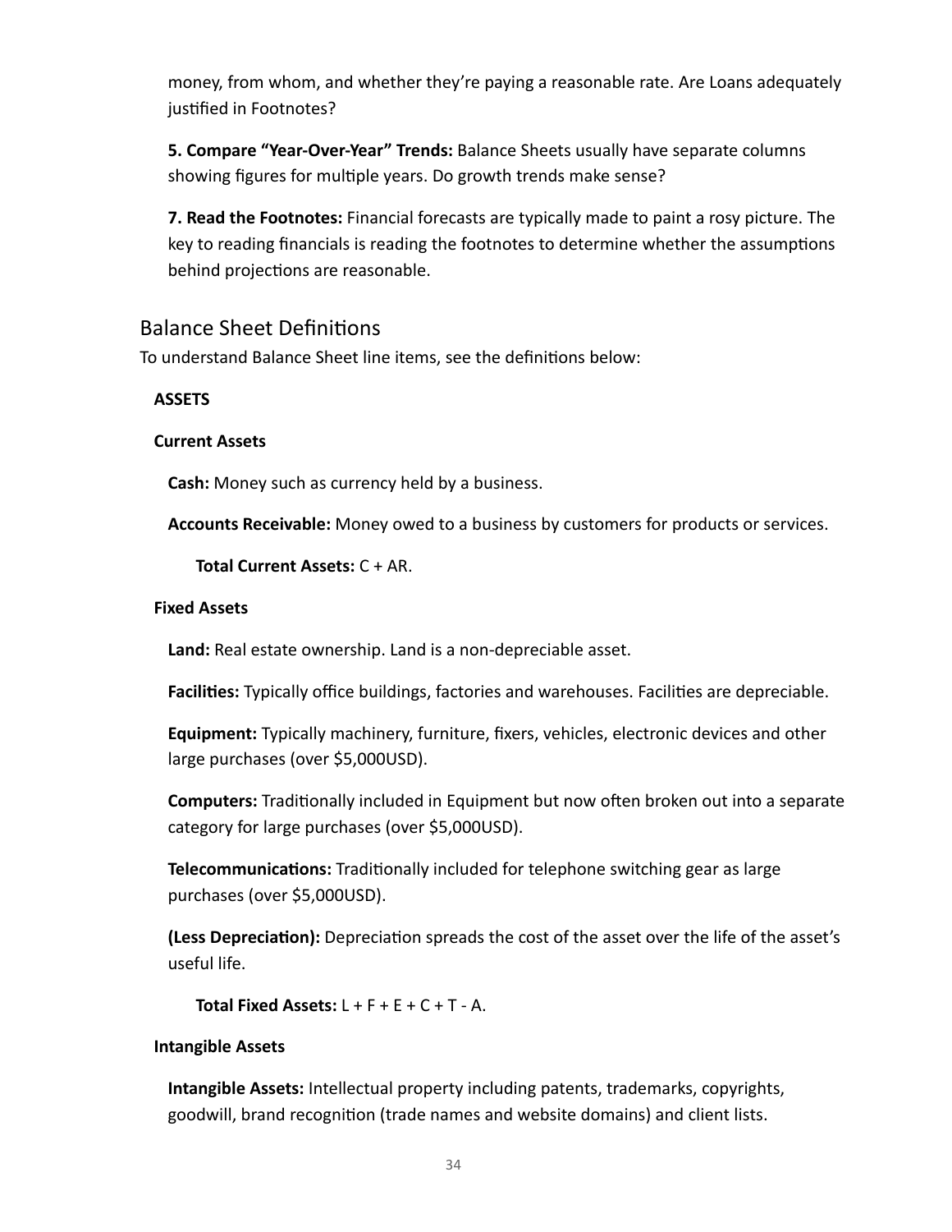money, from whom, and whether they're paying a reasonable rate. Are Loans adequately justified in Footnotes?

**5. Compare "Year-Over-Year" Trends:** Balance Sheets usually have separate columns showing figures for multiple years. Do growth trends make sense?

**7. Read the Footnotes:** Financial forecasts are typically made to paint a rosy picture. The key to reading financials is reading the footnotes to determine whether the assumptions behind projections are reasonable.

## Balance Sheet Definitions

To understand Balance Sheet line items, see the definitions below:

**ASSETS**

**Current Assets**

**Cash:** Money such as currency held by a business.

**Accounts Receivable:** Money owed to a business by customers for products or services.

**Total Current Assets:** C + AR.

**Fixed Assets**

**Land:** Real estate ownership. Land is a non-depreciable asset.

**Facilities:** Typically office buildings, factories and warehouses. Facilities are depreciable.

**Equipment:** Typically machinery, furniture, fixers, vehicles, electronic devices and other large purchases (over $5,000USD).

**Computers:** Traditionally included in Equipment but now often broken out into a separate category for large purchases (over $5,000USD).

**Telecommunications:** Traditionally included for telephone switching gear as large purchases (over $5,000USD).

**(Less Depreciation):** Depreciation spreads the cost of the asset over the life of the asset's useful life.

**Total Fixed Assets:** L + F + E + C + T - A.

**Intangible Assets**

**Intangible Assets:** Intellectual property including patents, trademarks, copyrights, goodwill, brand recognition (trade names and website domains) and client lists.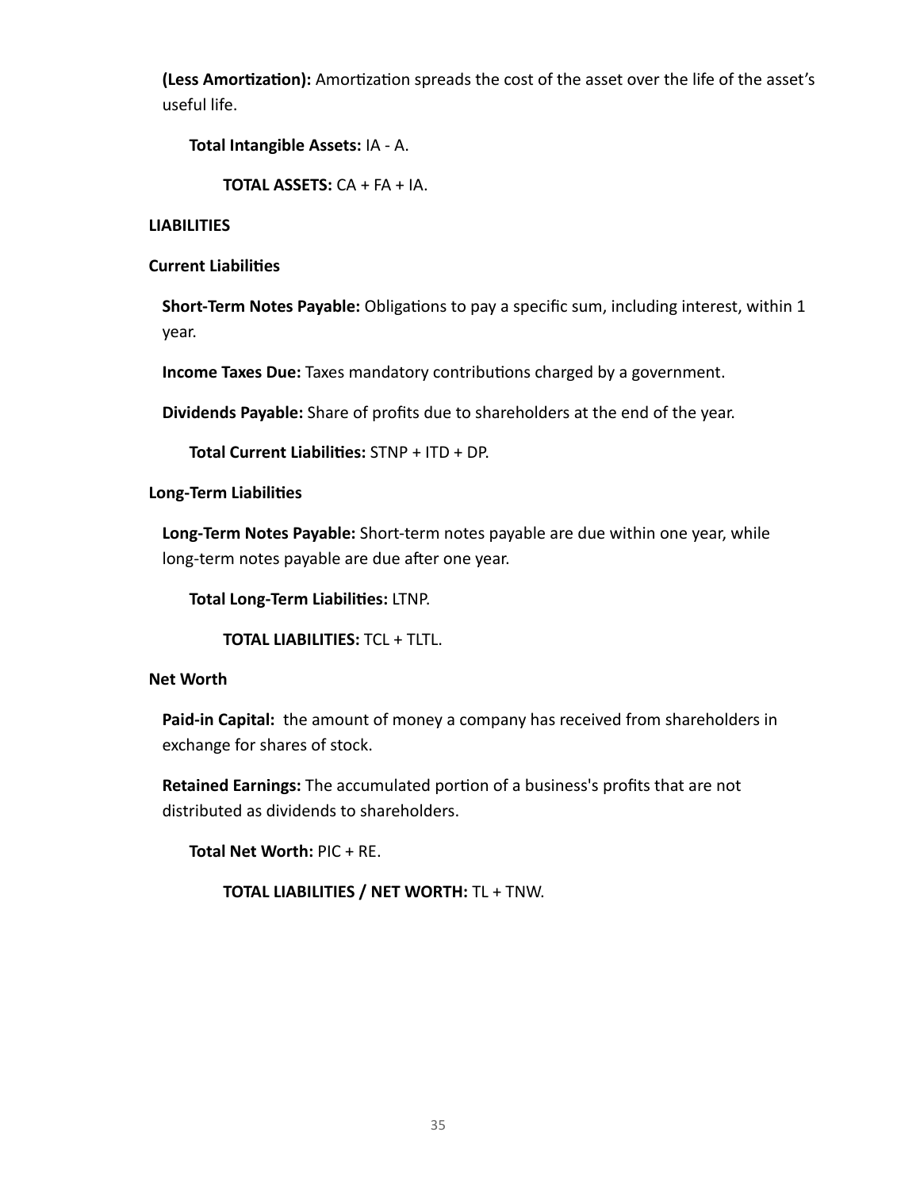**(Less Amortization):** Amortization spreads the cost of the asset over the life of the asset's useful life.

**Total Intangible Assets:** IA - A.

**TOTAL ASSETS:** CA + FA + IA.

**LIABILITIES**

**Current Liabilities**

**Short-Term Notes Payable:** Obligations to pay a specific sum, including interest, within 1 year.

**Income Taxes Due:** Taxes mandatory contributions charged by a government.

**Dividends Payable:** Share of profits due to shareholders at the end of the year.

**Total Current Liabilities:** STNP + ITD + DP.

**Long-Term Liabilities**

**Long-Term Notes Payable:** Short-term notes payable are due within one year, while long-term notes payable are due after one year.

**Total Long-Term Liabilities:** LTNP.

**TOTAL LIABILITIES:** TCL + TLTL.

**Net Worth**

**Paid-in Capital:** the amount of money a company has received from shareholders in exchange for shares of stock.

**Retained Earnings:** The accumulated portion of a business's profits that are not distributed as dividends to shareholders.

**Total Net Worth:** PIC + RE.

**TOTAL LIABILITIES / NET WORTH:** TL + TNW.